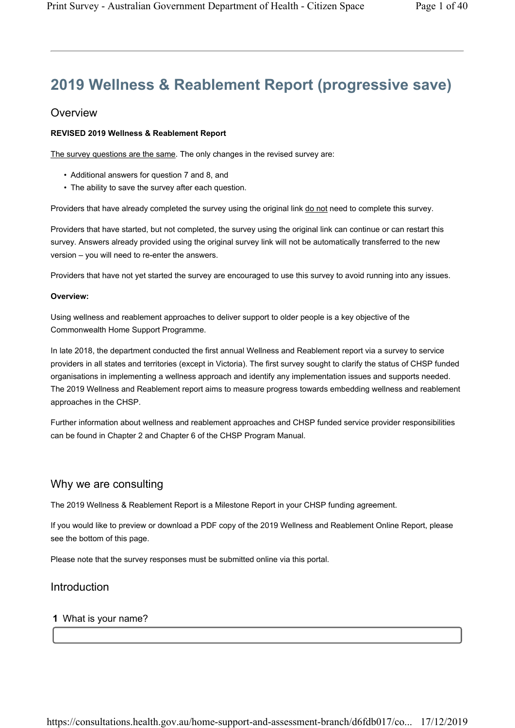# 2019 Wellness & Reablement Report (progressive save)

## Overview

**REVISED 2019 Wellness & Reablement Report**

<u>The survey questions are the same</u>. The only changes in the revised survey are:

- Additional answers for question 7 and 8, and
- The ability to save the survey after each question.

Providers that have already completed the survey using the original link <u>do not</u> need to complete this survey.

Providers that have started, but not completed, the survey using the original link can continue or can restart this survey. Answers already provided using the original survey link will not be automatically transferred to the new version – you will need to re-enter the answers.

Providers that have not yet started the survey are encouraged to use this survey to avoid running into any issues.

**Overview:**

Using wellness and reablement approaches to deliver support to older people is a key objective of the Commonwealth Home Support Programme.

In late 2018, the department conducted the first annual Wellness and Reablement report via a survey to service providers in all states and territories (except in Victoria). The first survey sought to clarify the status of CHSP funded organisations in implementing a wellness approach and identify any implementation issues and supports needed. The 2019 Wellness and Reablement report aims to measure progress towards embedding wellness and reablement approaches in the CHSP.

Further information about wellness and reablement approaches and CHSP funded service provider responsibilities can be found in Chapter 2 and Chapter 6 of the CHSP Program Manual.

## Why we are consulting

The 2019 Wellness & Reablement Report is a Milestone Report in your CHSP funding agreement.

If you would like to preview or download a PDF copy of the 2019 Wellness and Reablement Online Report, please see the bottom of this page.

Please note that the survey responses must be submitted online via this portal.

## Introduction

**1** What is your name?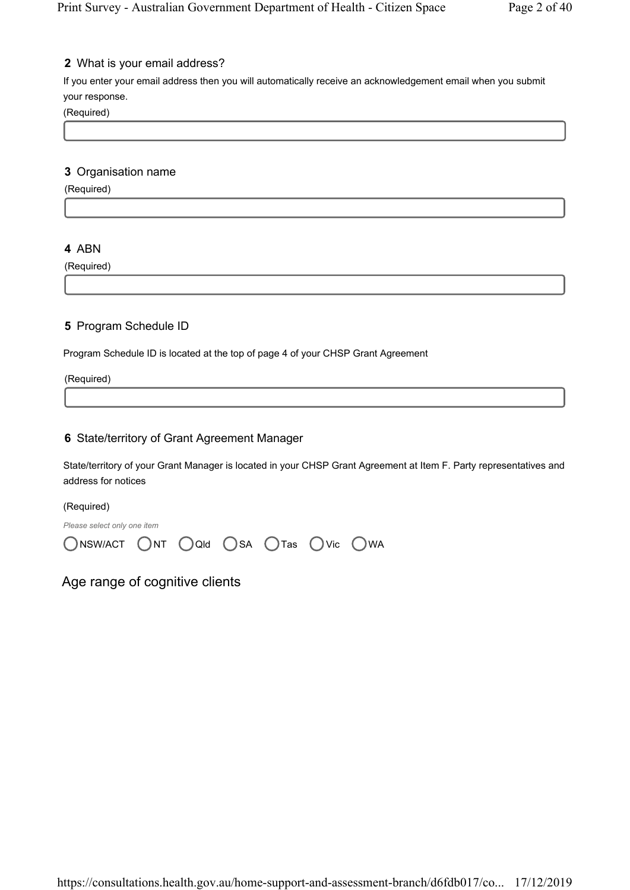**2** What is your email address?

If you enter your email address then you will automatically receive an acknowledgement email when you submit your response.

(Required)

**3** Organisation name

(Required)

**4** ABN

(Required)

**5** Program Schedule ID

Program Schedule ID is located at the top of page 4 of your CHSP Grant Agreement

(Required)

**6** State/territory of Grant Agreement Manager

State/territory of your Grant Manager is located in your CHSP Grant Agreement at Item F. Party representatives and address for notices

(Required)

*Please select only one item*

- NSW/ACT
- NT
- Qld
- SA
- Tas
- Vic
- WA

## Age range of cognitive clients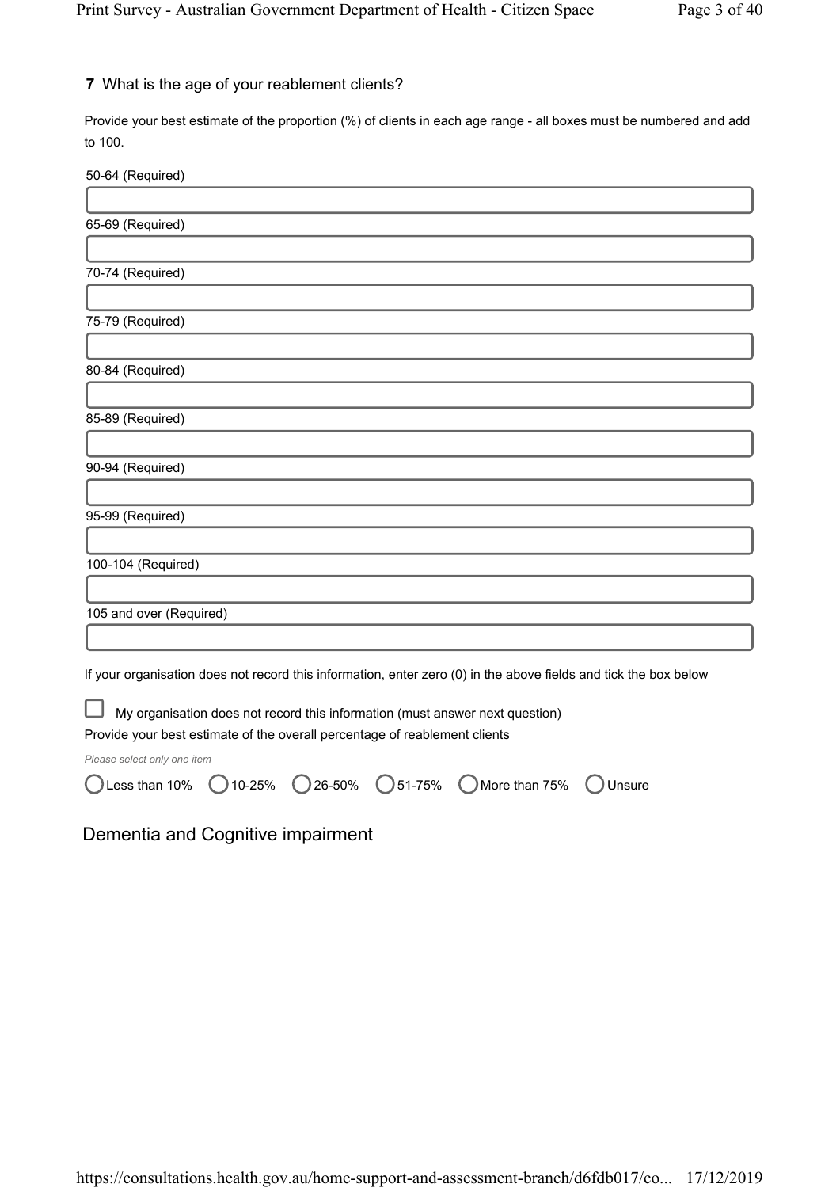**7** What is the age of your reablement clients?

Provide your best estimate of the proportion (%) of clients in each age range - all boxes must be numbered and add to 100.

50-64 (Required)

65-69 (Required)

70-74 (Required)

75-79 (Required)

80-84 (Required)

85-89 (Required)

90-94 (Required)

95-99 (Required)

100-104 (Required)

105 and over (Required)

If your organisation does not record this information, enter zero (0) in the above fields and tick the box below

☐ My organisation does not record this information (must answer next question)

Provide your best estimate of the overall percentage of reablement clients

*Please select only one item*

○ Less than 10% ○ 10-25% ○ 26-50% ○ 51-75% ○ More than 75% ○ Unsure

## Dementia and Cognitive impairment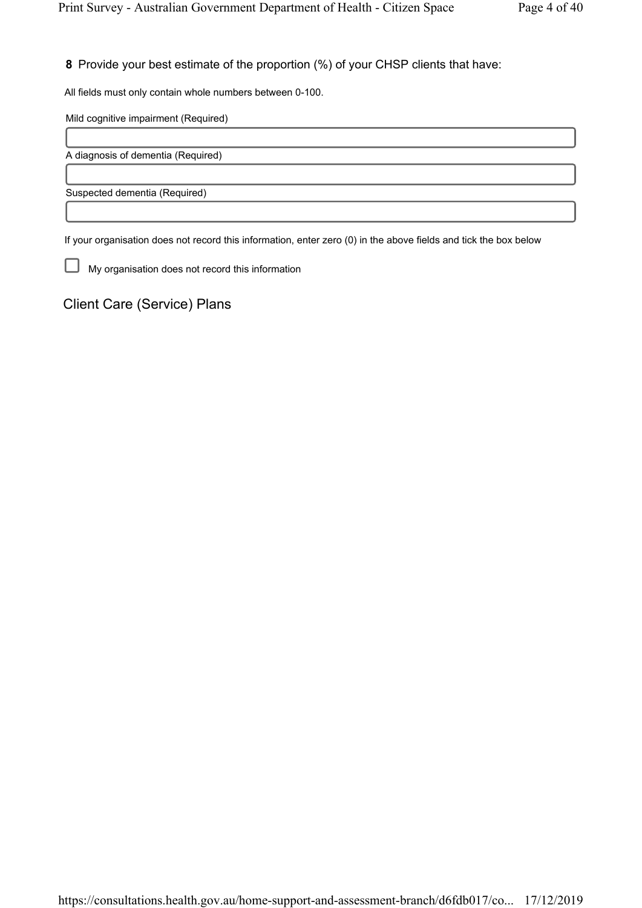**8** Provide your best estimate of the proportion (%) of your CHSP clients that have:

All fields must only contain whole numbers between 0-100.

Mild cognitive impairment (Required)

A diagnosis of dementia (Required)

Suspected dementia (Required)

If your organisation does not record this information, enter zero (0) in the above fields and tick the box below

☐ My organisation does not record this information

## Client Care (Service) Plans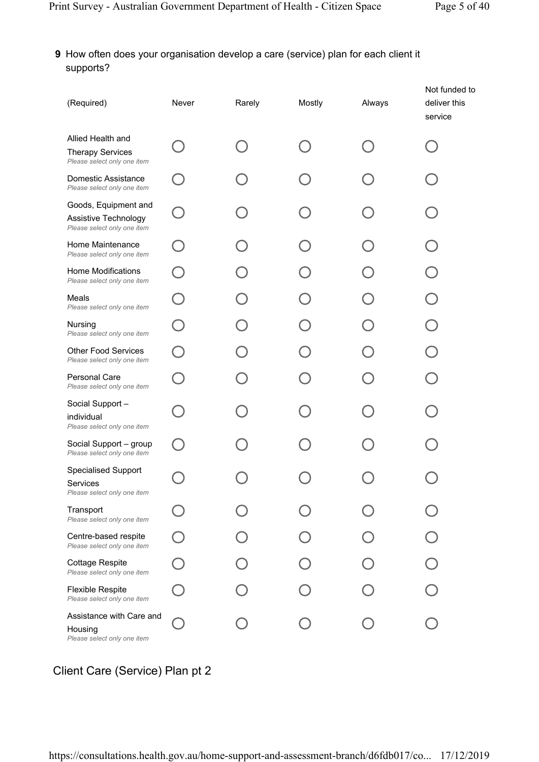**9** How often does your organisation develop a care (service) plan for each client it supports?

| (Required) | Never | Rarely | Mostly | Always | Not funded to deliver this service |
|---|---|---|---|---|---|
| Allied Health and Therapy Services *Please select only one item* | ○ | ○ | ○ | ○ | ○ |
| Domestic Assistance *Please select only one item* | ○ | ○ | ○ | ○ | ○ |
| Goods, Equipment and Assistive Technology *Please select only one item* | ○ | ○ | ○ | ○ | ○ |
| Home Maintenance *Please select only one item* | ○ | ○ | ○ | ○ | ○ |
| Home Modifications *Please select only one item* | ○ | ○ | ○ | ○ | ○ |
| Meals *Please select only one item* | ○ | ○ | ○ | ○ | ○ |
| Nursing *Please select only one item* | ○ | ○ | ○ | ○ | ○ |
| Other Food Services *Please select only one item* | ○ | ○ | ○ | ○ | ○ |
| Personal Care *Please select only one item* | ○ | ○ | ○ | ○ | ○ |
| Social Support – individual *Please select only one item* | ○ | ○ | ○ | ○ | ○ |
| Social Support – group *Please select only one item* | ○ | ○ | ○ | ○ | ○ |
| Specialised Support Services *Please select only one item* | ○ | ○ | ○ | ○ | ○ |
| Transport *Please select only one item* | ○ | ○ | ○ | ○ | ○ |
| Centre-based respite *Please select only one item* | ○ | ○ | ○ | ○ | ○ |
| Cottage Respite *Please select only one item* | ○ | ○ | ○ | ○ | ○ |
| Flexible Respite *Please select only one item* | ○ | ○ | ○ | ○ | ○ |
| Assistance with Care and Housing *Please select only one item* | ○ | ○ | ○ | ○ | ○ |

## Client Care (Service) Plan pt 2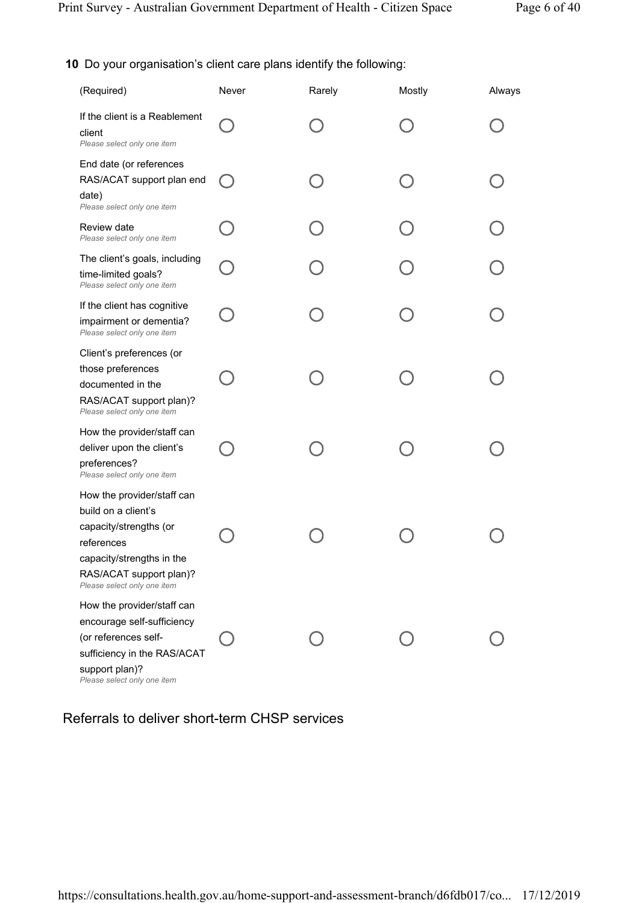**10** Do your organisation's client care plans identify the following:

| (Required) | Never | Rarely | Mostly | Always |
|---|---|---|---|---|
| If the client is a Reablement client<br>*Please select only one item* | ○ | ○ | ○ | ○ |
| End date (or references RAS/ACAT support plan end date)<br>*Please select only one item* | ○ | ○ | ○ | ○ |
| Review date<br>*Please select only one item* | ○ | ○ | ○ | ○ |
| The client's goals, including time-limited goals?<br>*Please select only one item* | ○ | ○ | ○ | ○ |
| If the client has cognitive impairment or dementia?<br>*Please select only one item* | ○ | ○ | ○ | ○ |
| Client's preferences (or those preferences documented in the RAS/ACAT support plan)?<br>*Please select only one item* | ○ | ○ | ○ | ○ |
| How the provider/staff can deliver upon the client's preferences?<br>*Please select only one item* | ○ | ○ | ○ | ○ |
| How the provider/staff can build on a client's capacity/strengths (or references capacity/strengths in the RAS/ACAT support plan)?<br>*Please select only one item* | ○ | ○ | ○ | ○ |
| How the provider/staff can encourage self-sufficiency (or references self-sufficiency in the RAS/ACAT support plan)?<br>*Please select only one item* | ○ | ○ | ○ | ○ |

## Referrals to deliver short-term CHSP services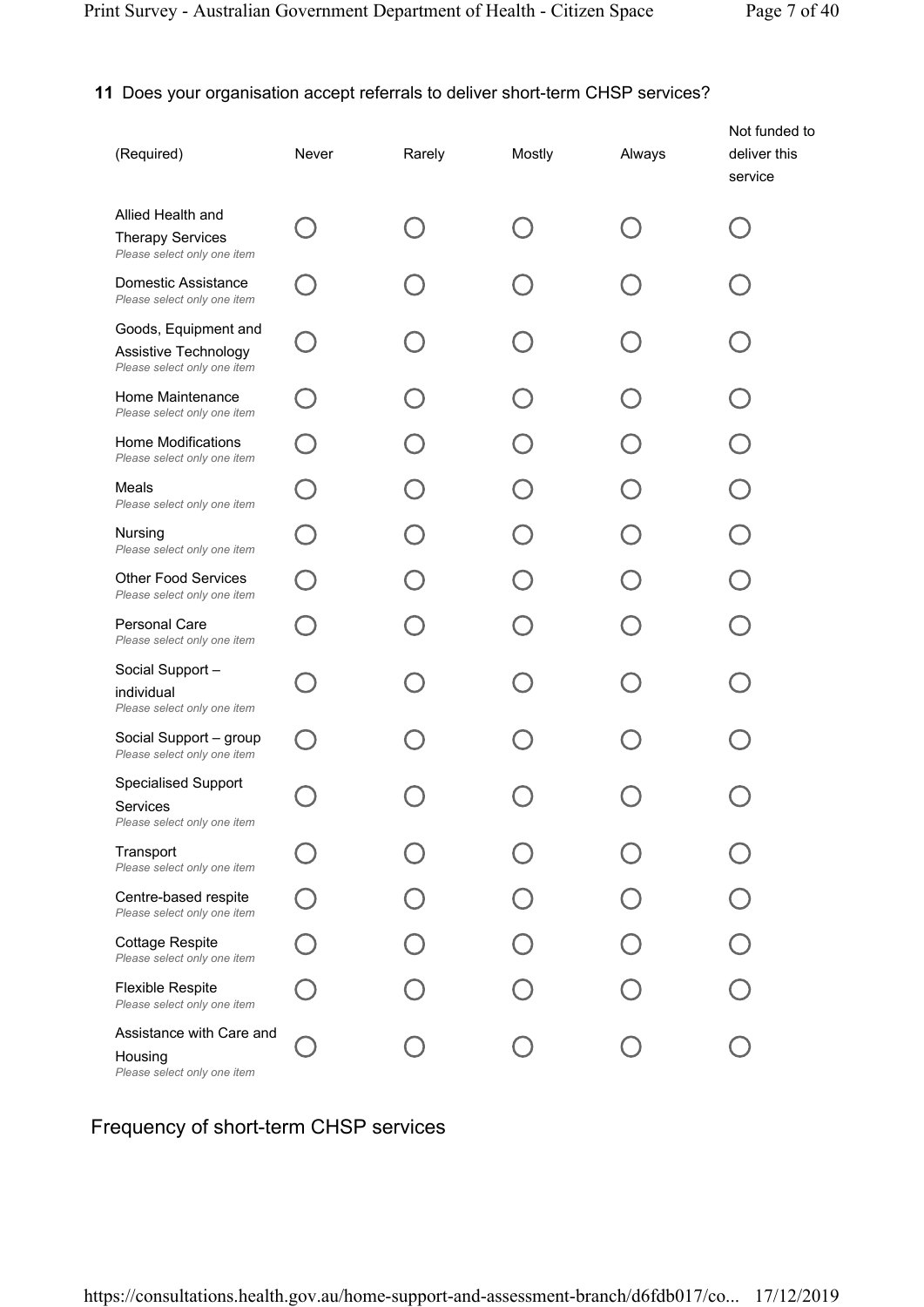**11** Does your organisation accept referrals to deliver short-term CHSP services?

| (Required) | Never | Rarely | Mostly | Always | Not funded to deliver this service |
|---|---|---|---|---|---|
| Allied Health and Therapy Services *Please select only one item* | ◯ | ◯ | ◯ | ◯ | ◯ |
| Domestic Assistance *Please select only one item* | ◯ | ◯ | ◯ | ◯ | ◯ |
| Goods, Equipment and Assistive Technology *Please select only one item* | ◯ | ◯ | ◯ | ◯ | ◯ |
| Home Maintenance *Please select only one item* | ◯ | ◯ | ◯ | ◯ | ◯ |
| Home Modifications *Please select only one item* | ◯ | ◯ | ◯ | ◯ | ◯ |
| Meals *Please select only one item* | ◯ | ◯ | ◯ | ◯ | ◯ |
| Nursing *Please select only one item* | ◯ | ◯ | ◯ | ◯ | ◯ |
| Other Food Services *Please select only one item* | ◯ | ◯ | ◯ | ◯ | ◯ |
| Personal Care *Please select only one item* | ◯ | ◯ | ◯ | ◯ | ◯ |
| Social Support – individual *Please select only one item* | ◯ | ◯ | ◯ | ◯ | ◯ |
| Social Support – group *Please select only one item* | ◯ | ◯ | ◯ | ◯ | ◯ |
| Specialised Support Services *Please select only one item* | ◯ | ◯ | ◯ | ◯ | ◯ |
| Transport *Please select only one item* | ◯ | ◯ | ◯ | ◯ | ◯ |
| Centre-based respite *Please select only one item* | ◯ | ◯ | ◯ | ◯ | ◯ |
| Cottage Respite *Please select only one item* | ◯ | ◯ | ◯ | ◯ | ◯ |
| Flexible Respite *Please select only one item* | ◯ | ◯ | ◯ | ◯ | ◯ |
| Assistance with Care and Housing *Please select only one item* | ◯ | ◯ | ◯ | ◯ | ◯ |

## Frequency of short-term CHSP services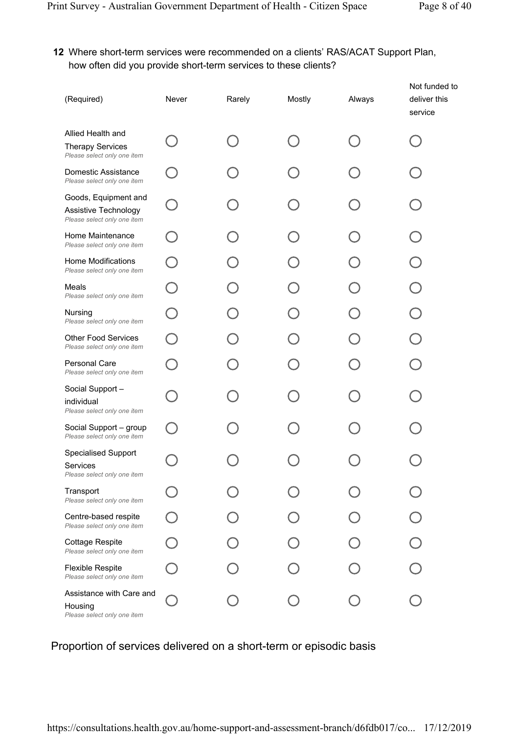**12** Where short-term services were recommended on a clients' RAS/ACAT Support Plan, how often did you provide short-term services to these clients?

| (Required) | Never | Rarely | Mostly | Always | Not funded to deliver this service |
|---|---|---|---|---|---|
| Allied Health and Therapy Services *Please select only one item* | ○ | ○ | ○ | ○ | ○ |
| Domestic Assistance *Please select only one item* | ○ | ○ | ○ | ○ | ○ |
| Goods, Equipment and Assistive Technology *Please select only one item* | ○ | ○ | ○ | ○ | ○ |
| Home Maintenance *Please select only one item* | ○ | ○ | ○ | ○ | ○ |
| Home Modifications *Please select only one item* | ○ | ○ | ○ | ○ | ○ |
| Meals *Please select only one item* | ○ | ○ | ○ | ○ | ○ |
| Nursing *Please select only one item* | ○ | ○ | ○ | ○ | ○ |
| Other Food Services *Please select only one item* | ○ | ○ | ○ | ○ | ○ |
| Personal Care *Please select only one item* | ○ | ○ | ○ | ○ | ○ |
| Social Support – individual *Please select only one item* | ○ | ○ | ○ | ○ | ○ |
| Social Support – group *Please select only one item* | ○ | ○ | ○ | ○ | ○ |
| Specialised Support Services *Please select only one item* | ○ | ○ | ○ | ○ | ○ |
| Transport *Please select only one item* | ○ | ○ | ○ | ○ | ○ |
| Centre-based respite *Please select only one item* | ○ | ○ | ○ | ○ | ○ |
| Cottage Respite *Please select only one item* | ○ | ○ | ○ | ○ | ○ |
| Flexible Respite *Please select only one item* | ○ | ○ | ○ | ○ | ○ |
| Assistance with Care and Housing *Please select only one item* | ○ | ○ | ○ | ○ | ○ |

## Proportion of services delivered on a short-term or episodic basis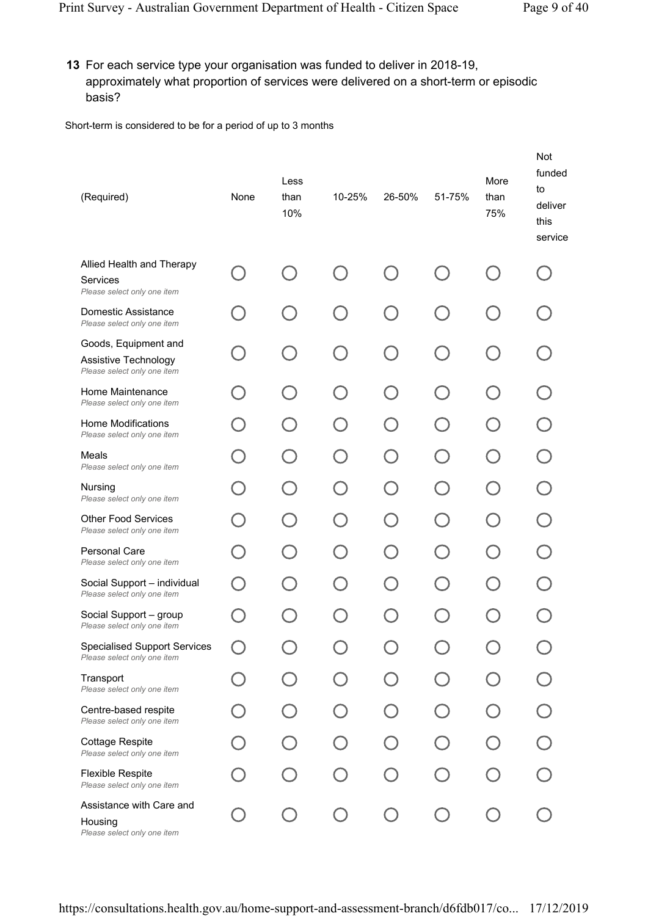**13** For each service type your organisation was funded to deliver in 2018-19, approximately what proportion of services were delivered on a short-term or episodic basis?

Short-term is considered to be for a period of up to 3 months

| (Required) | None | Less than 10% | 10-25% | 26-50% | 51-75% | More than 75% | Not funded to deliver this service |
|---|---|---|---|---|---|---|---|
| Allied Health and Therapy Services *Please select only one item* | ○ | ○ | ○ | ○ | ○ | ○ | ○ |
| Domestic Assistance *Please select only one item* | ○ | ○ | ○ | ○ | ○ | ○ | ○ |
| Goods, Equipment and Assistive Technology *Please select only one item* | ○ | ○ | ○ | ○ | ○ | ○ | ○ |
| Home Maintenance *Please select only one item* | ○ | ○ | ○ | ○ | ○ | ○ | ○ |
| Home Modifications *Please select only one item* | ○ | ○ | ○ | ○ | ○ | ○ | ○ |
| Meals *Please select only one item* | ○ | ○ | ○ | ○ | ○ | ○ | ○ |
| Nursing *Please select only one item* | ○ | ○ | ○ | ○ | ○ | ○ | ○ |
| Other Food Services *Please select only one item* | ○ | ○ | ○ | ○ | ○ | ○ | ○ |
| Personal Care *Please select only one item* | ○ | ○ | ○ | ○ | ○ | ○ | ○ |
| Social Support – individual *Please select only one item* | ○ | ○ | ○ | ○ | ○ | ○ | ○ |
| Social Support – group *Please select only one item* | ○ | ○ | ○ | ○ | ○ | ○ | ○ |
| Specialised Support Services *Please select only one item* | ○ | ○ | ○ | ○ | ○ | ○ | ○ |
| Transport *Please select only one item* | ○ | ○ | ○ | ○ | ○ | ○ | ○ |
| Centre-based respite *Please select only one item* | ○ | ○ | ○ | ○ | ○ | ○ | ○ |
| Cottage Respite *Please select only one item* | ○ | ○ | ○ | ○ | ○ | ○ | ○ |
| Flexible Respite *Please select only one item* | ○ | ○ | ○ | ○ | ○ | ○ | ○ |
| Assistance with Care and Housing *Please select only one item* | ○ | ○ | ○ | ○ | ○ | ○ | ○ |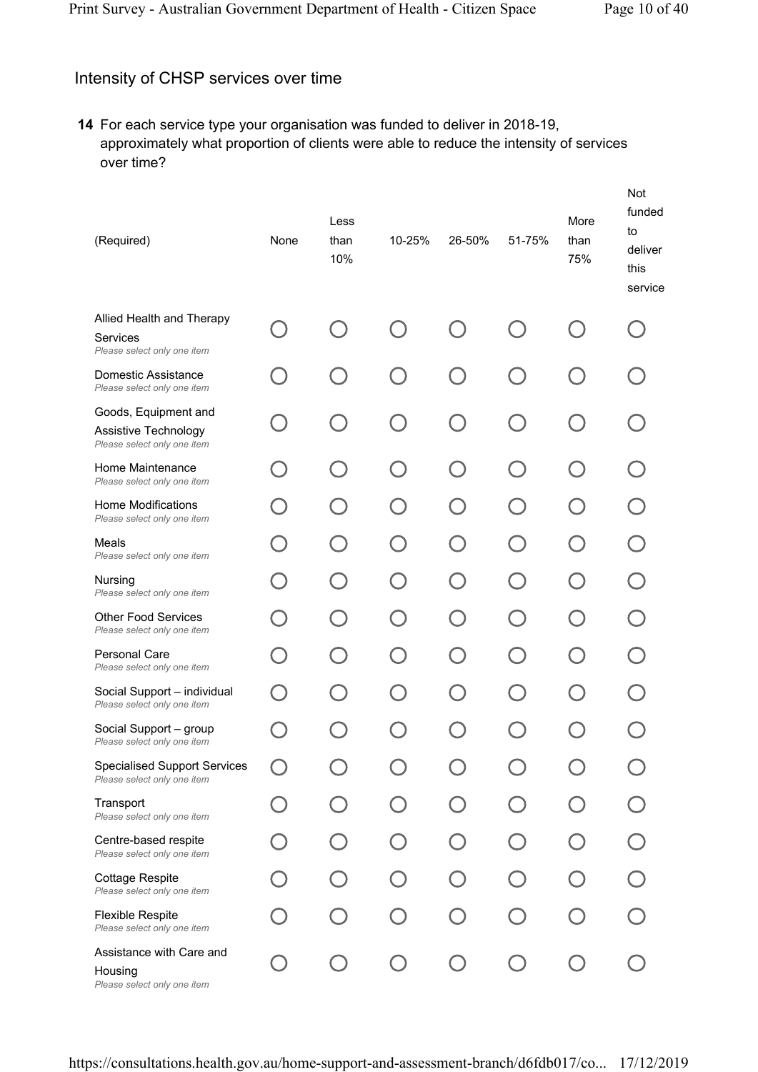## Intensity of CHSP services over time

**14** For each service type your organisation was funded to deliver in 2018-19, approximately what proportion of clients were able to reduce the intensity of services over time?

| (Required) | None | Less than 10% | 10-25% | 26-50% | 51-75% | More than 75% | Not funded to deliver this service |
|---|---|---|---|---|---|---|---|
| Allied Health and Therapy Services *Please select only one item* | ○ | ○ | ○ | ○ | ○ | ○ | ○ |
| Domestic Assistance *Please select only one item* | ○ | ○ | ○ | ○ | ○ | ○ | ○ |
| Goods, Equipment and Assistive Technology *Please select only one item* | ○ | ○ | ○ | ○ | ○ | ○ | ○ |
| Home Maintenance *Please select only one item* | ○ | ○ | ○ | ○ | ○ | ○ | ○ |
| Home Modifications *Please select only one item* | ○ | ○ | ○ | ○ | ○ | ○ | ○ |
| Meals *Please select only one item* | ○ | ○ | ○ | ○ | ○ | ○ | ○ |
| Nursing *Please select only one item* | ○ | ○ | ○ | ○ | ○ | ○ | ○ |
| Other Food Services *Please select only one item* | ○ | ○ | ○ | ○ | ○ | ○ | ○ |
| Personal Care *Please select only one item* | ○ | ○ | ○ | ○ | ○ | ○ | ○ |
| Social Support – individual *Please select only one item* | ○ | ○ | ○ | ○ | ○ | ○ | ○ |
| Social Support – group *Please select only one item* | ○ | ○ | ○ | ○ | ○ | ○ | ○ |
| Specialised Support Services *Please select only one item* | ○ | ○ | ○ | ○ | ○ | ○ | ○ |
| Transport *Please select only one item* | ○ | ○ | ○ | ○ | ○ | ○ | ○ |
| Centre-based respite *Please select only one item* | ○ | ○ | ○ | ○ | ○ | ○ | ○ |
| Cottage Respite *Please select only one item* | ○ | ○ | ○ | ○ | ○ | ○ | ○ |
| Flexible Respite *Please select only one item* | ○ | ○ | ○ | ○ | ○ | ○ | ○ |
| Assistance with Care and Housing *Please select only one item* | ○ | ○ | ○ | ○ | ○ | ○ | ○ |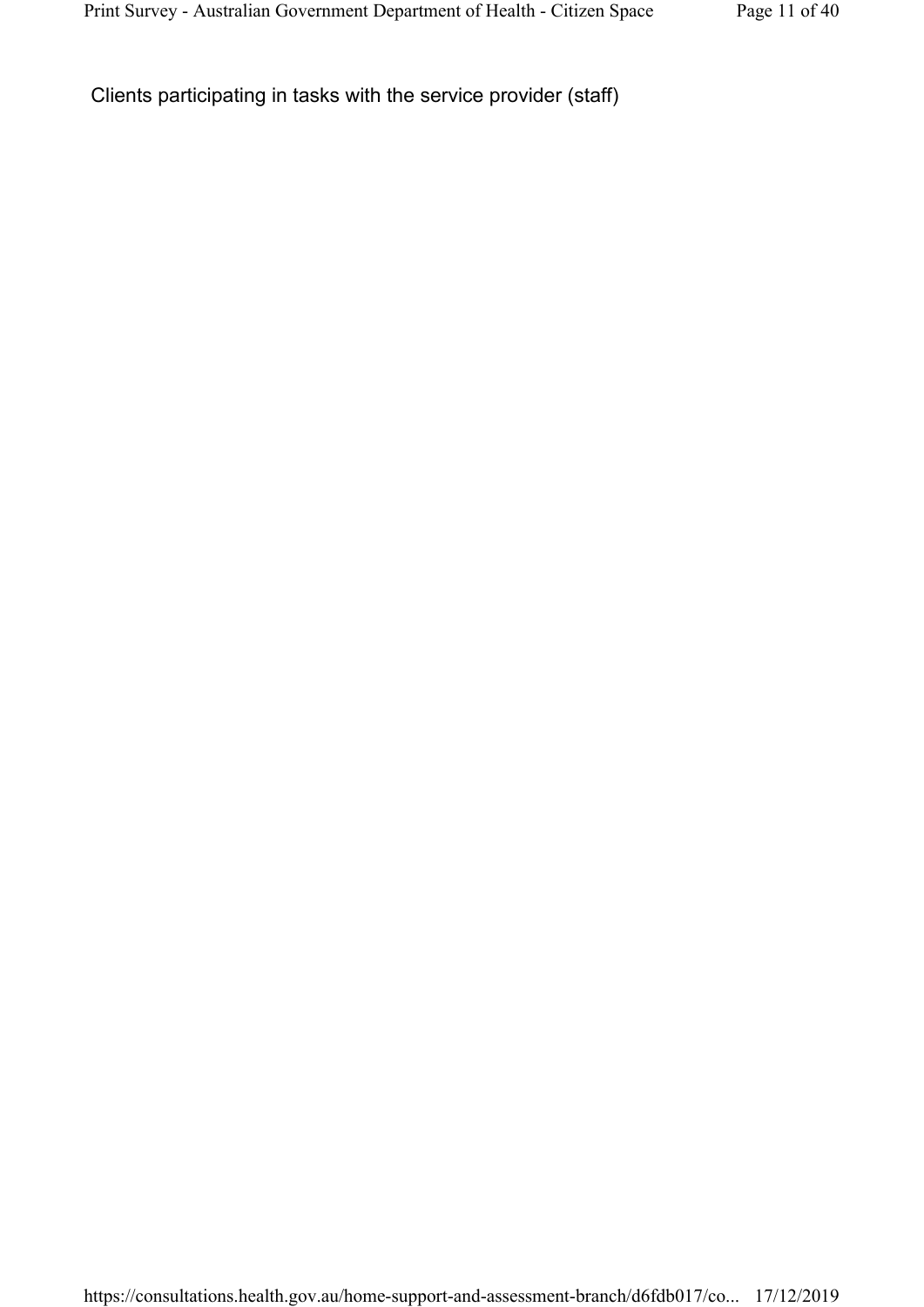Clients participating in tasks with the service provider (staff)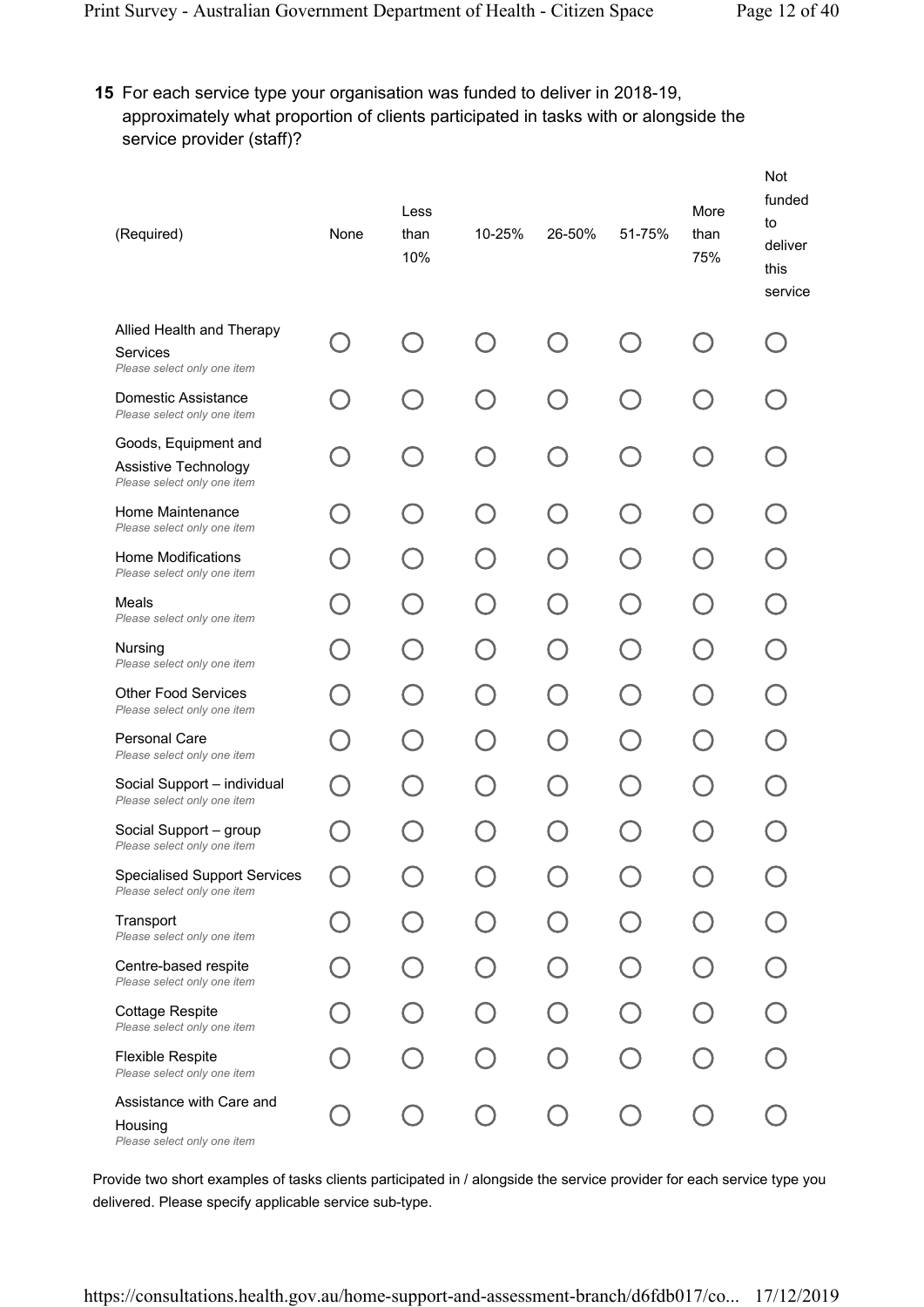**15** For each service type your organisation was funded to deliver in 2018-19, approximately what proportion of clients participated in tasks with or alongside the service provider (staff)?

| (Required) | None | Less than 10% | 10-25% | 26-50% | 51-75% | More than 75% | Not funded to deliver this service |
|---|---|---|---|---|---|---|---|
| Allied Health and Therapy Services *Please select only one item* | ◯ | ◯ | ◯ | ◯ | ◯ | ◯ | ◯ |
| Domestic Assistance *Please select only one item* | ◯ | ◯ | ◯ | ◯ | ◯ | ◯ | ◯ |
| Goods, Equipment and Assistive Technology *Please select only one item* | ◯ | ◯ | ◯ | ◯ | ◯ | ◯ | ◯ |
| Home Maintenance *Please select only one item* | ◯ | ◯ | ◯ | ◯ | ◯ | ◯ | ◯ |
| Home Modifications *Please select only one item* | ◯ | ◯ | ◯ | ◯ | ◯ | ◯ | ◯ |
| Meals *Please select only one item* | ◯ | ◯ | ◯ | ◯ | ◯ | ◯ | ◯ |
| Nursing *Please select only one item* | ◯ | ◯ | ◯ | ◯ | ◯ | ◯ | ◯ |
| Other Food Services *Please select only one item* | ◯ | ◯ | ◯ | ◯ | ◯ | ◯ | ◯ |
| Personal Care *Please select only one item* | ◯ | ◯ | ◯ | ◯ | ◯ | ◯ | ◯ |
| Social Support – individual *Please select only one item* | ◯ | ◯ | ◯ | ◯ | ◯ | ◯ | ◯ |
| Social Support – group *Please select only one item* | ◯ | ◯ | ◯ | ◯ | ◯ | ◯ | ◯ |
| Specialised Support Services *Please select only one item* | ◯ | ◯ | ◯ | ◯ | ◯ | ◯ | ◯ |
| Transport *Please select only one item* | ◯ | ◯ | ◯ | ◯ | ◯ | ◯ | ◯ |
| Centre-based respite *Please select only one item* | ◯ | ◯ | ◯ | ◯ | ◯ | ◯ | ◯ |
| Cottage Respite *Please select only one item* | ◯ | ◯ | ◯ | ◯ | ◯ | ◯ | ◯ |
| Flexible Respite *Please select only one item* | ◯ | ◯ | ◯ | ◯ | ◯ | ◯ | ◯ |
| Assistance with Care and Housing *Please select only one item* | ◯ | ◯ | ◯ | ◯ | ◯ | ◯ | ◯ |

Provide two short examples of tasks clients participated in / alongside the service provider for each service type you delivered. Please specify applicable service sub-type.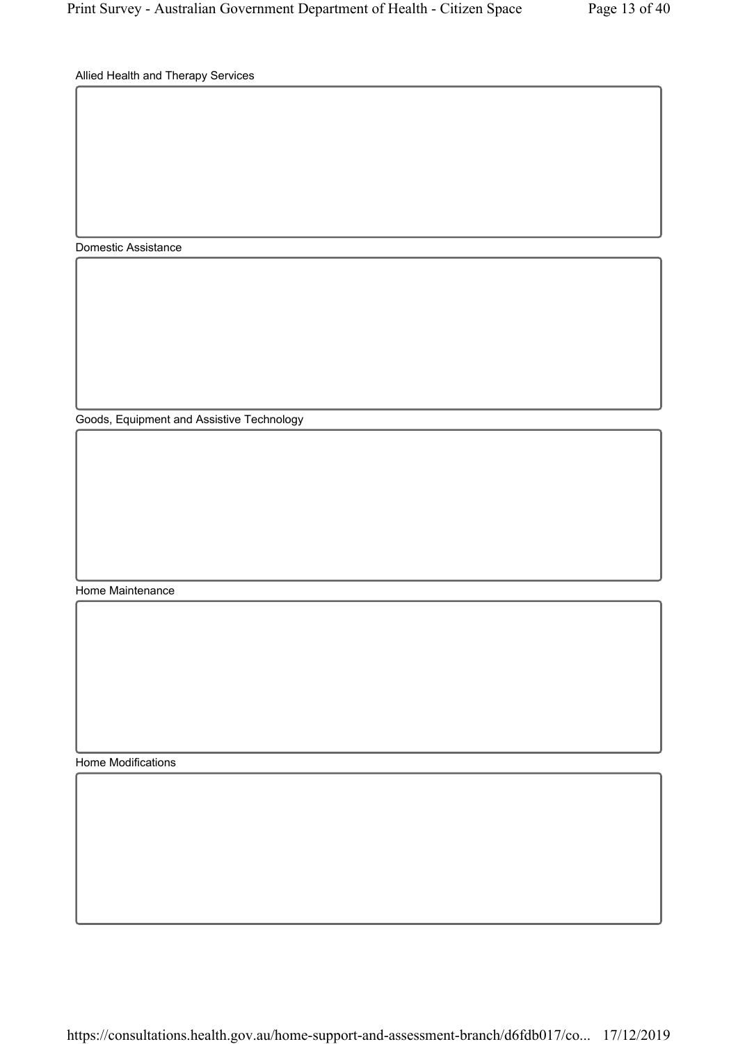Allied Health and Therapy Services

Domestic Assistance

Goods, Equipment and Assistive Technology

Home Maintenance

Home Modifications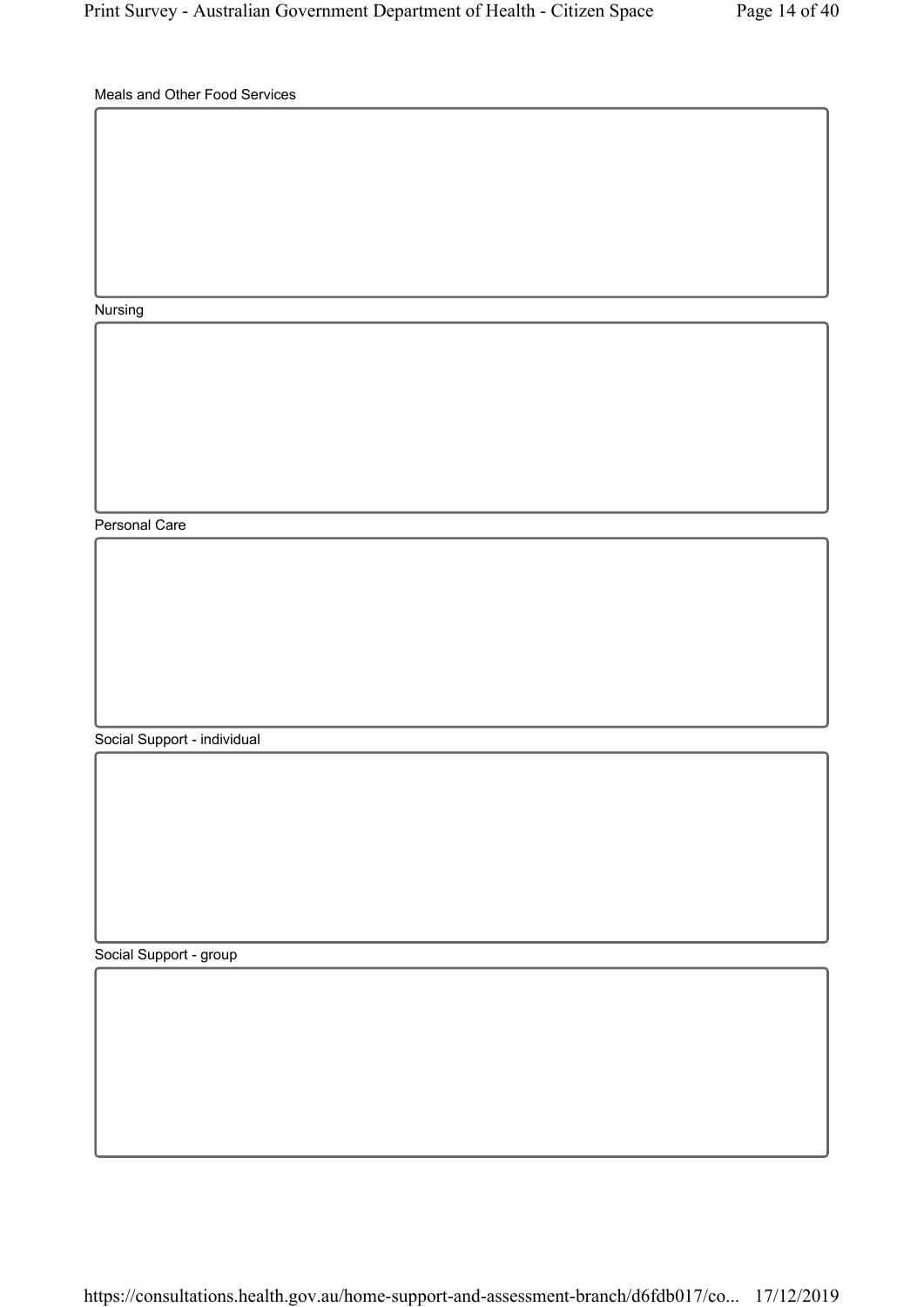Meals and Other Food Services

Nursing

Personal Care

Social Support - individual

Social Support - group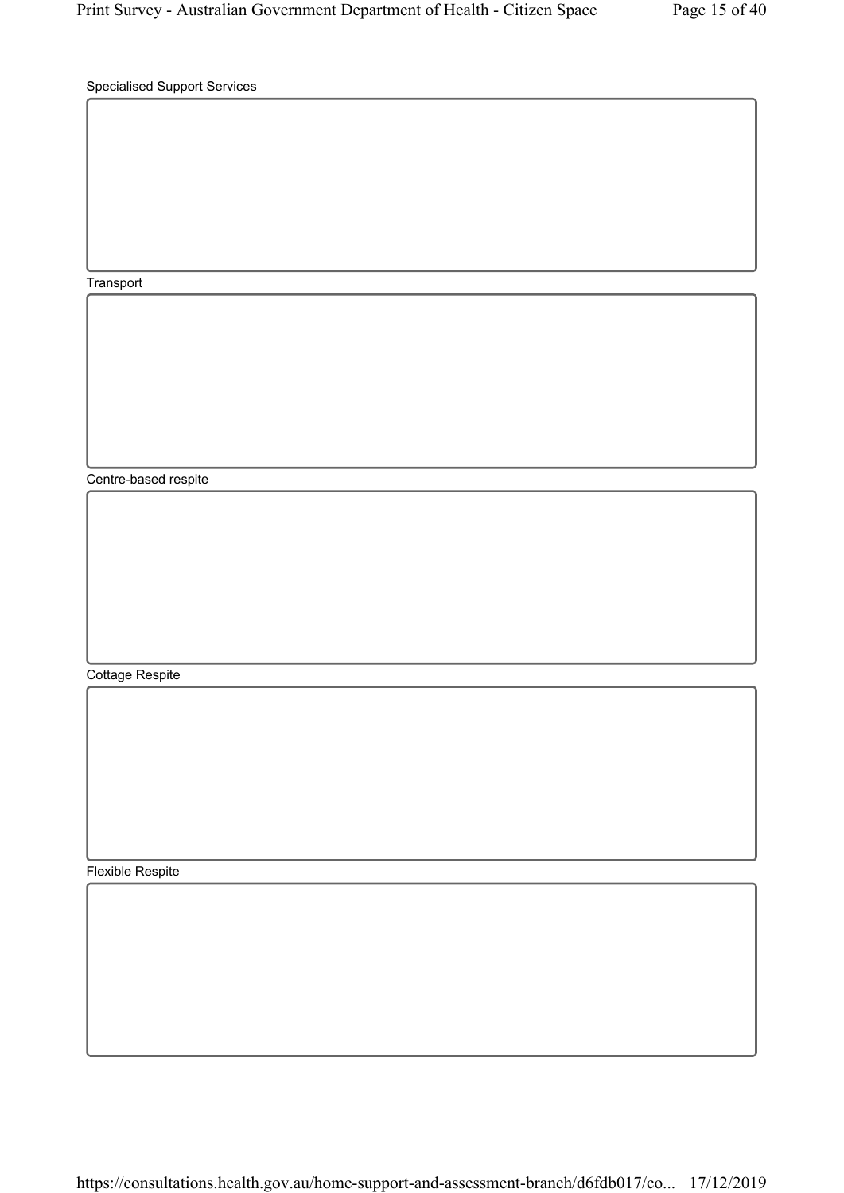Specialised Support Services

Transport

Centre-based respite

Cottage Respite

Flexible Respite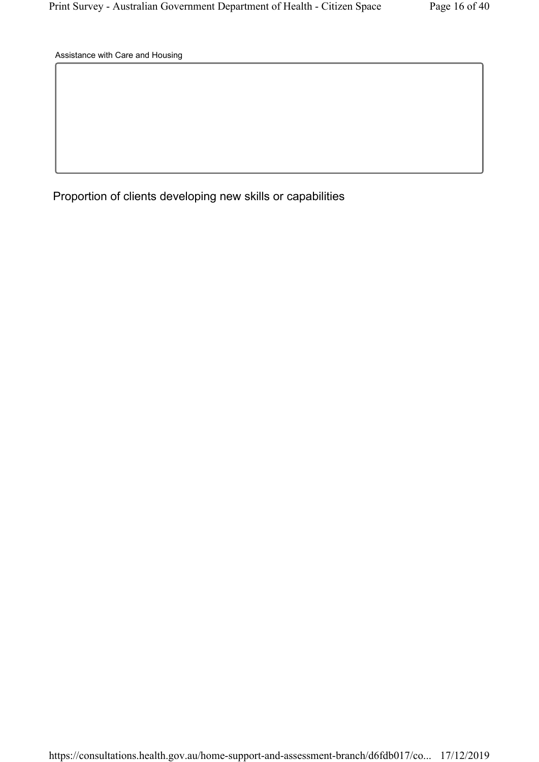Assistance with Care and Housing

## Proportion of clients developing new skills or capabilities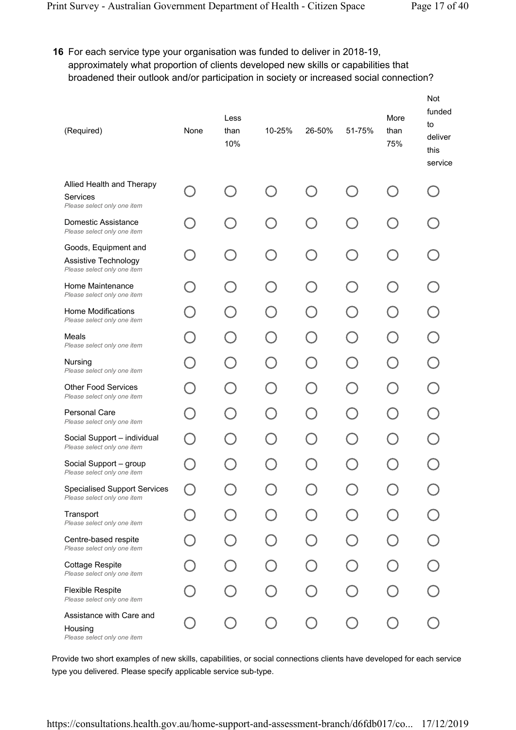**16** For each service type your organisation was funded to deliver in 2018-19, approximately what proportion of clients developed new skills or capabilities that broadened their outlook and/or participation in society or increased social connection?

| (Required) | None | Less than 10% | 10-25% | 26-50% | 51-75% | More than 75% | Not funded to deliver this service |
|---|---|---|---|---|---|---|---|
| Allied Health and Therapy Services *Please select only one item* | ○ | ○ | ○ | ○ | ○ | ○ | ○ |
| Domestic Assistance *Please select only one item* | ○ | ○ | ○ | ○ | ○ | ○ | ○ |
| Goods, Equipment and Assistive Technology *Please select only one item* | ○ | ○ | ○ | ○ | ○ | ○ | ○ |
| Home Maintenance *Please select only one item* | ○ | ○ | ○ | ○ | ○ | ○ | ○ |
| Home Modifications *Please select only one item* | ○ | ○ | ○ | ○ | ○ | ○ | ○ |
| Meals *Please select only one item* | ○ | ○ | ○ | ○ | ○ | ○ | ○ |
| Nursing *Please select only one item* | ○ | ○ | ○ | ○ | ○ | ○ | ○ |
| Other Food Services *Please select only one item* | ○ | ○ | ○ | ○ | ○ | ○ | ○ |
| Personal Care *Please select only one item* | ○ | ○ | ○ | ○ | ○ | ○ | ○ |
| Social Support – individual *Please select only one item* | ○ | ○ | ○ | ○ | ○ | ○ | ○ |
| Social Support – group *Please select only one item* | ○ | ○ | ○ | ○ | ○ | ○ | ○ |
| Specialised Support Services *Please select only one item* | ○ | ○ | ○ | ○ | ○ | ○ | ○ |
| Transport *Please select only one item* | ○ | ○ | ○ | ○ | ○ | ○ | ○ |
| Centre-based respite *Please select only one item* | ○ | ○ | ○ | ○ | ○ | ○ | ○ |
| Cottage Respite *Please select only one item* | ○ | ○ | ○ | ○ | ○ | ○ | ○ |
| Flexible Respite *Please select only one item* | ○ | ○ | ○ | ○ | ○ | ○ | ○ |
| Assistance with Care and Housing *Please select only one item* | ○ | ○ | ○ | ○ | ○ | ○ | ○ |

Provide two short examples of new skills, capabilities, or social connections clients have developed for each service type you delivered. Please specify applicable service sub-type.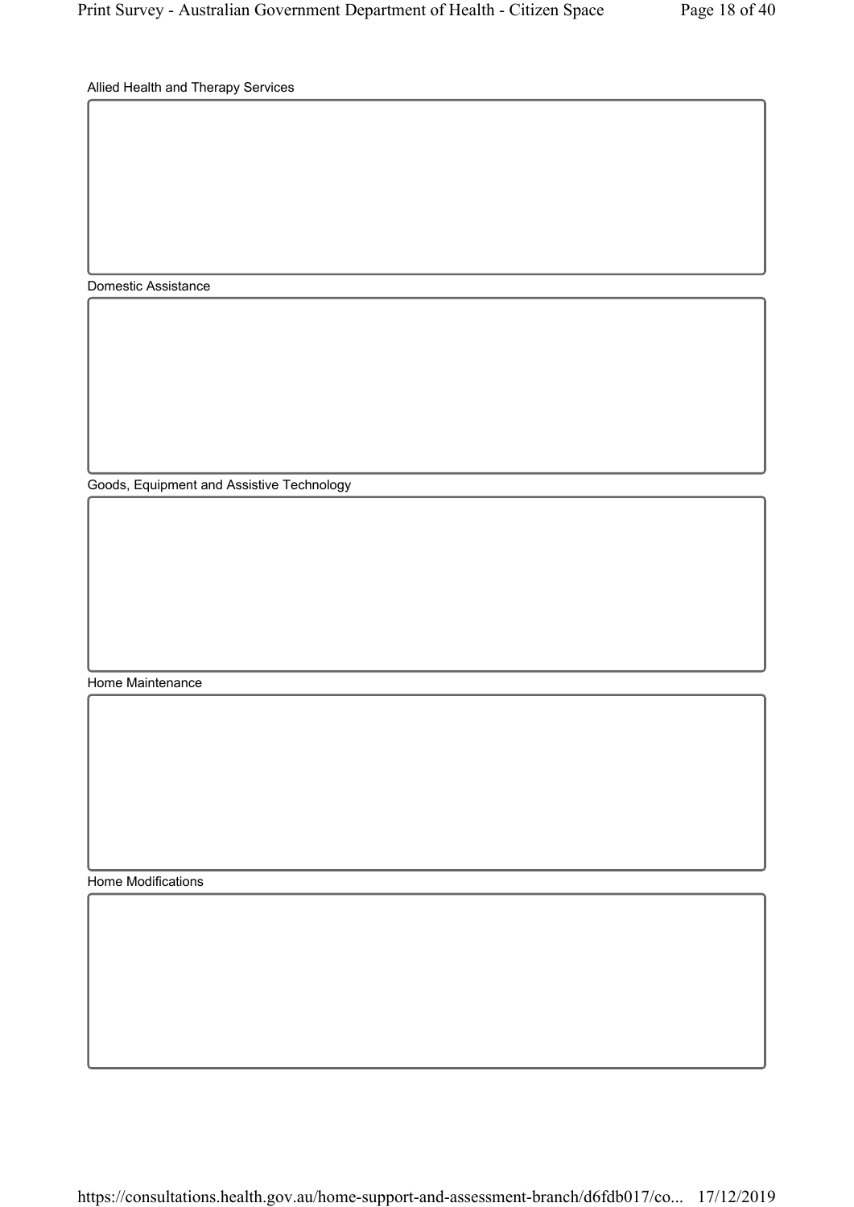Allied Health and Therapy Services

Domestic Assistance

Goods, Equipment and Assistive Technology

Home Maintenance

Home Modifications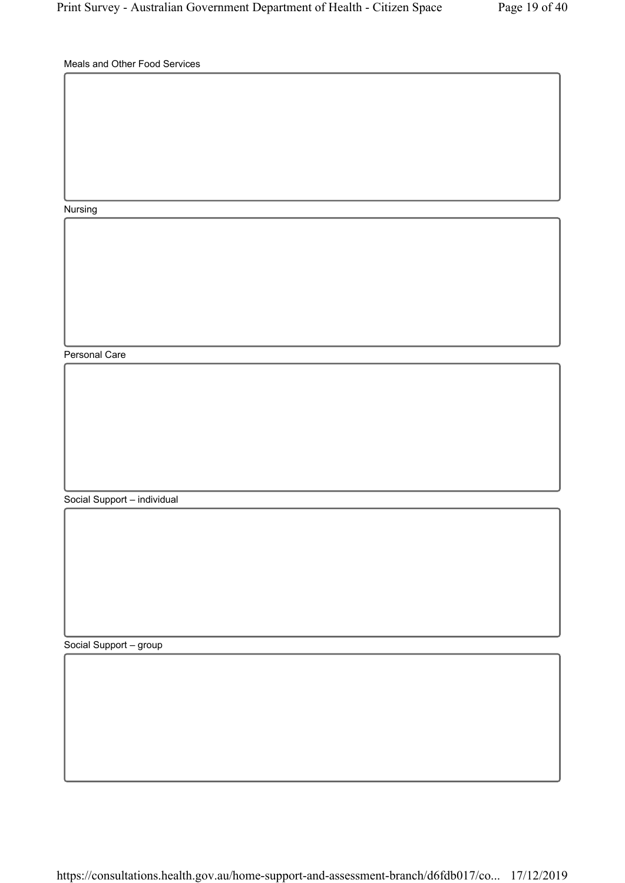Meals and Other Food Services

Nursing

Personal Care

Social Support – individual

Social Support – group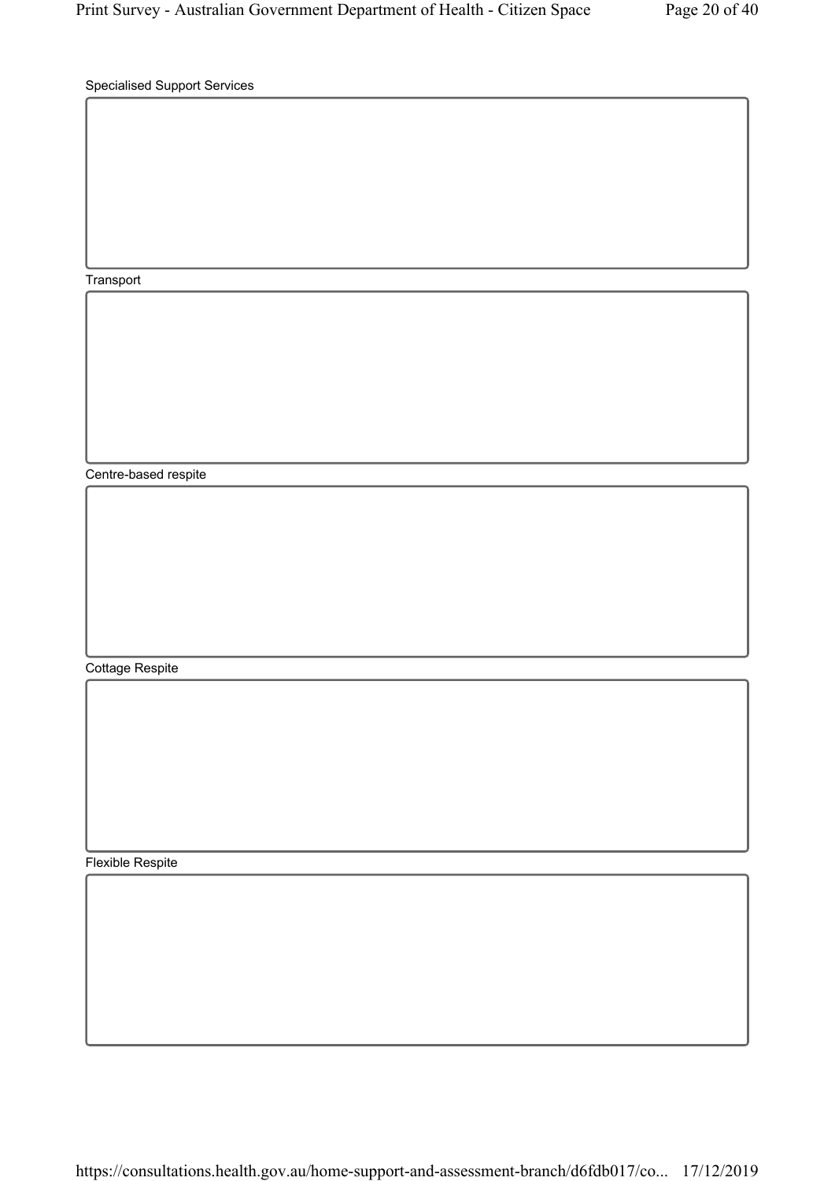Specialised Support Services

Transport

Centre-based respite

Cottage Respite

Flexible Respite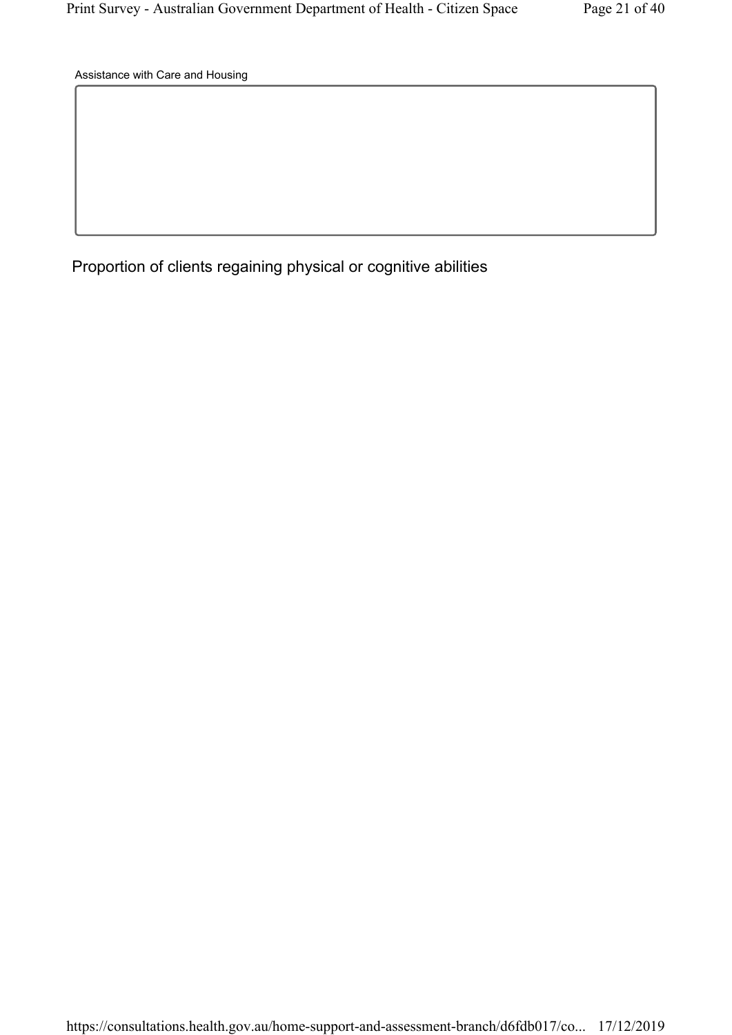Assistance with Care and Housing

Proportion of clients regaining physical or cognitive abilities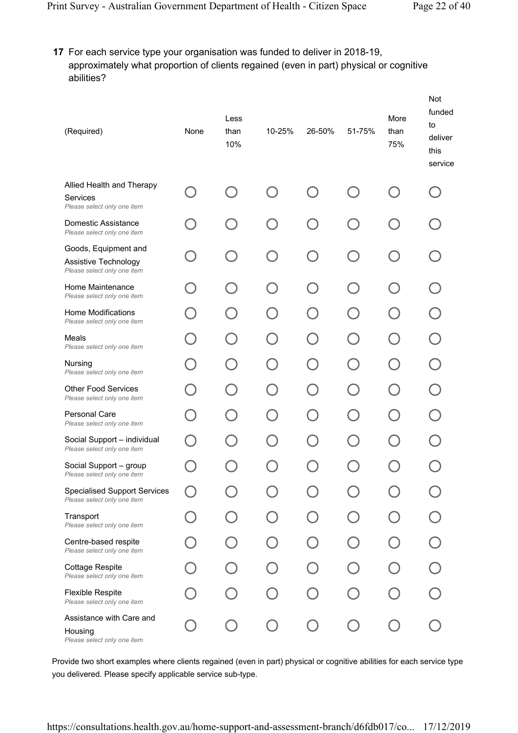**17** For each service type your organisation was funded to deliver in 2018-19, approximately what proportion of clients regained (even in part) physical or cognitive abilities?

| (Required) | None | Less than 10% | 10-25% | 26-50% | 51-75% | More than 75% | Not funded to deliver this service |
|---|---|---|---|---|---|---|---|
| Allied Health and Therapy Services *Please select only one item* | ○ | ○ | ○ | ○ | ○ | ○ | ○ |
| Domestic Assistance *Please select only one item* | ○ | ○ | ○ | ○ | ○ | ○ | ○ |
| Goods, Equipment and Assistive Technology *Please select only one item* | ○ | ○ | ○ | ○ | ○ | ○ | ○ |
| Home Maintenance *Please select only one item* | ○ | ○ | ○ | ○ | ○ | ○ | ○ |
| Home Modifications *Please select only one item* | ○ | ○ | ○ | ○ | ○ | ○ | ○ |
| Meals *Please select only one item* | ○ | ○ | ○ | ○ | ○ | ○ | ○ |
| Nursing *Please select only one item* | ○ | ○ | ○ | ○ | ○ | ○ | ○ |
| Other Food Services *Please select only one item* | ○ | ○ | ○ | ○ | ○ | ○ | ○ |
| Personal Care *Please select only one item* | ○ | ○ | ○ | ○ | ○ | ○ | ○ |
| Social Support – individual *Please select only one item* | ○ | ○ | ○ | ○ | ○ | ○ | ○ |
| Social Support – group *Please select only one item* | ○ | ○ | ○ | ○ | ○ | ○ | ○ |
| Specialised Support Services *Please select only one item* | ○ | ○ | ○ | ○ | ○ | ○ | ○ |
| Transport *Please select only one item* | ○ | ○ | ○ | ○ | ○ | ○ | ○ |
| Centre-based respite *Please select only one item* | ○ | ○ | ○ | ○ | ○ | ○ | ○ |
| Cottage Respite *Please select only one item* | ○ | ○ | ○ | ○ | ○ | ○ | ○ |
| Flexible Respite *Please select only one item* | ○ | ○ | ○ | ○ | ○ | ○ | ○ |
| Assistance with Care and Housing *Please select only one item* | ○ | ○ | ○ | ○ | ○ | ○ | ○ |

Provide two short examples where clients regained (even in part) physical or cognitive abilities for each service type you delivered. Please specify applicable service sub-type.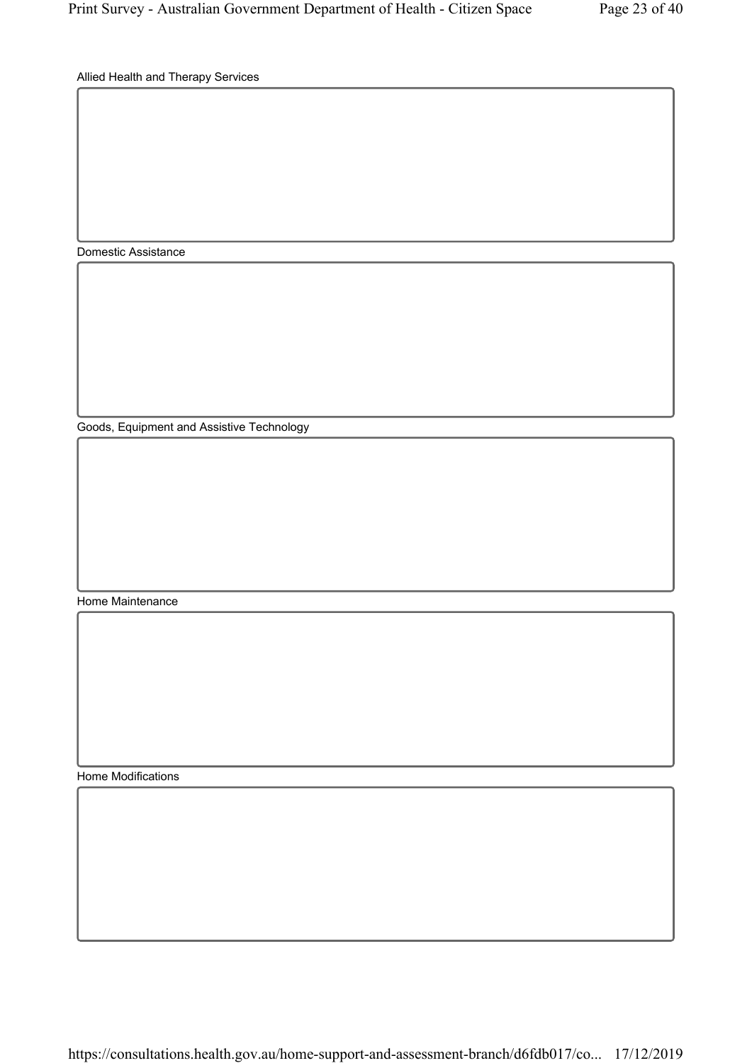Allied Health and Therapy Services

Domestic Assistance

Goods, Equipment and Assistive Technology

Home Maintenance

Home Modifications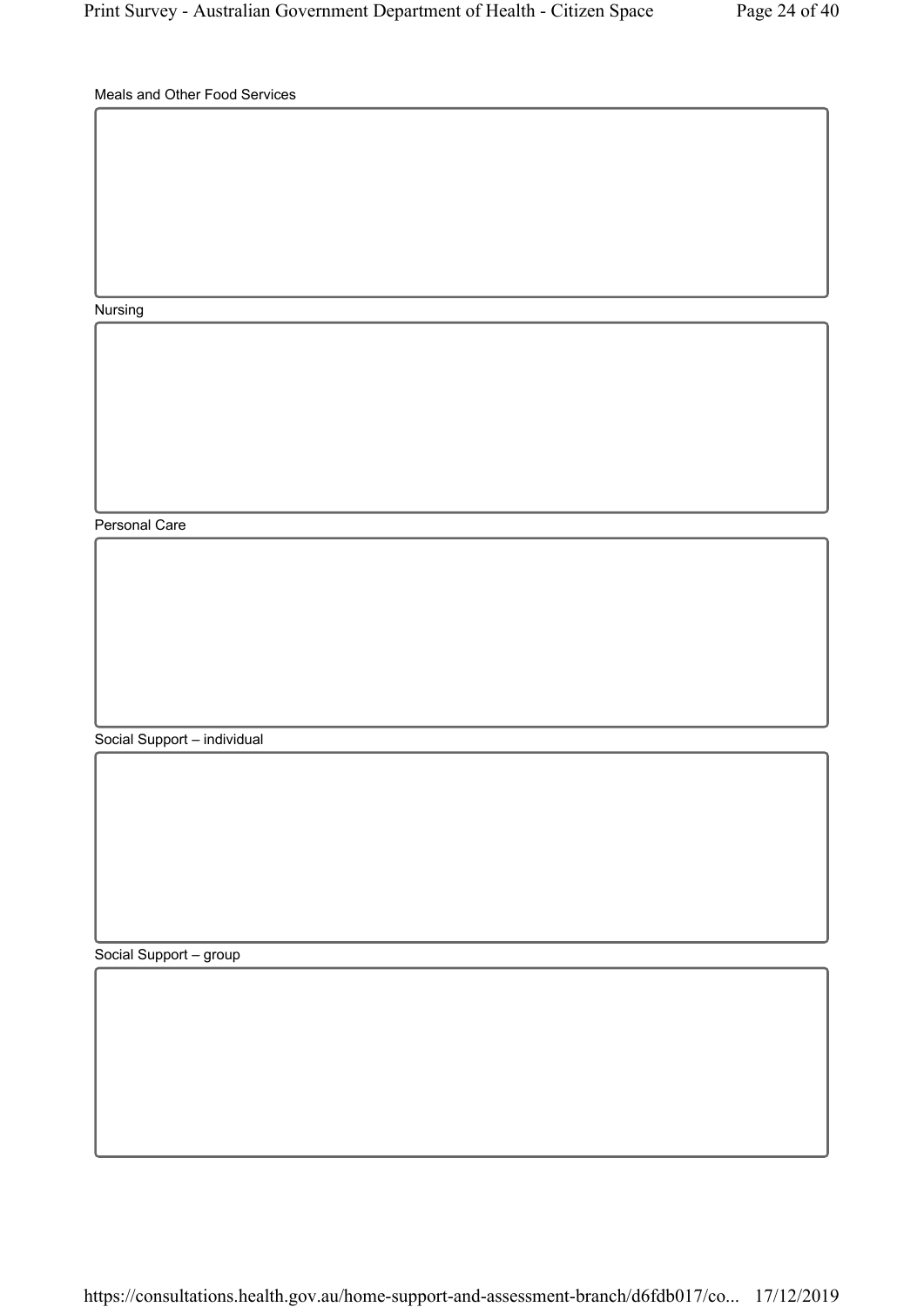Meals and Other Food Services

Nursing

Personal Care

Social Support – individual

Social Support – group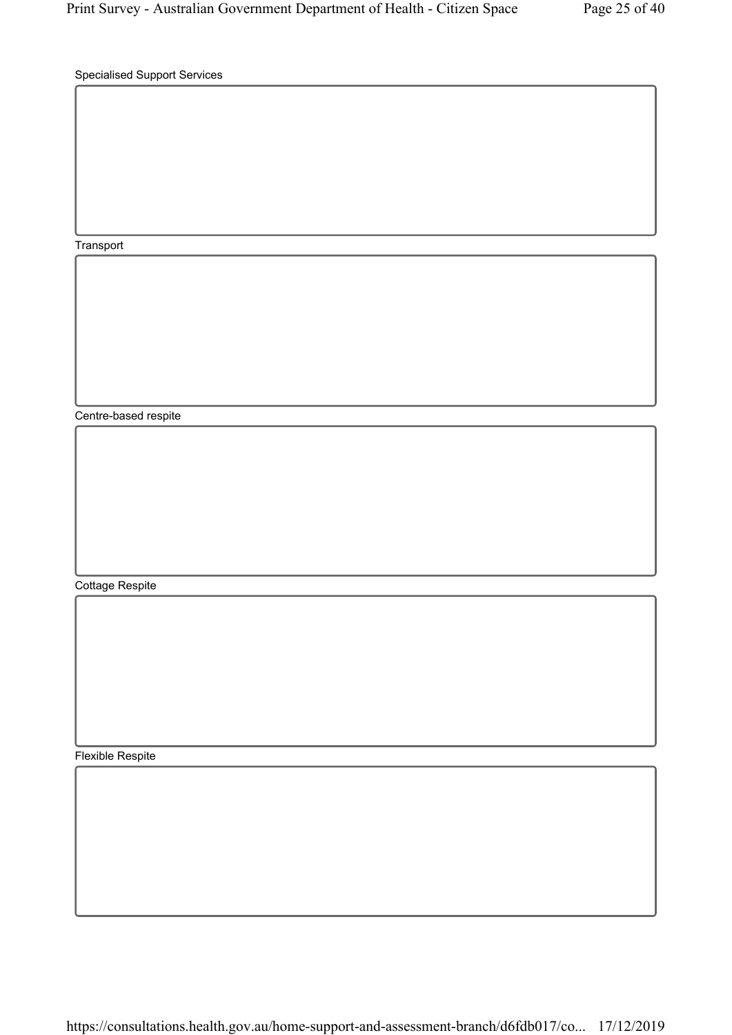Specialised Support Services

Transport

Centre-based respite

Cottage Respite

Flexible Respite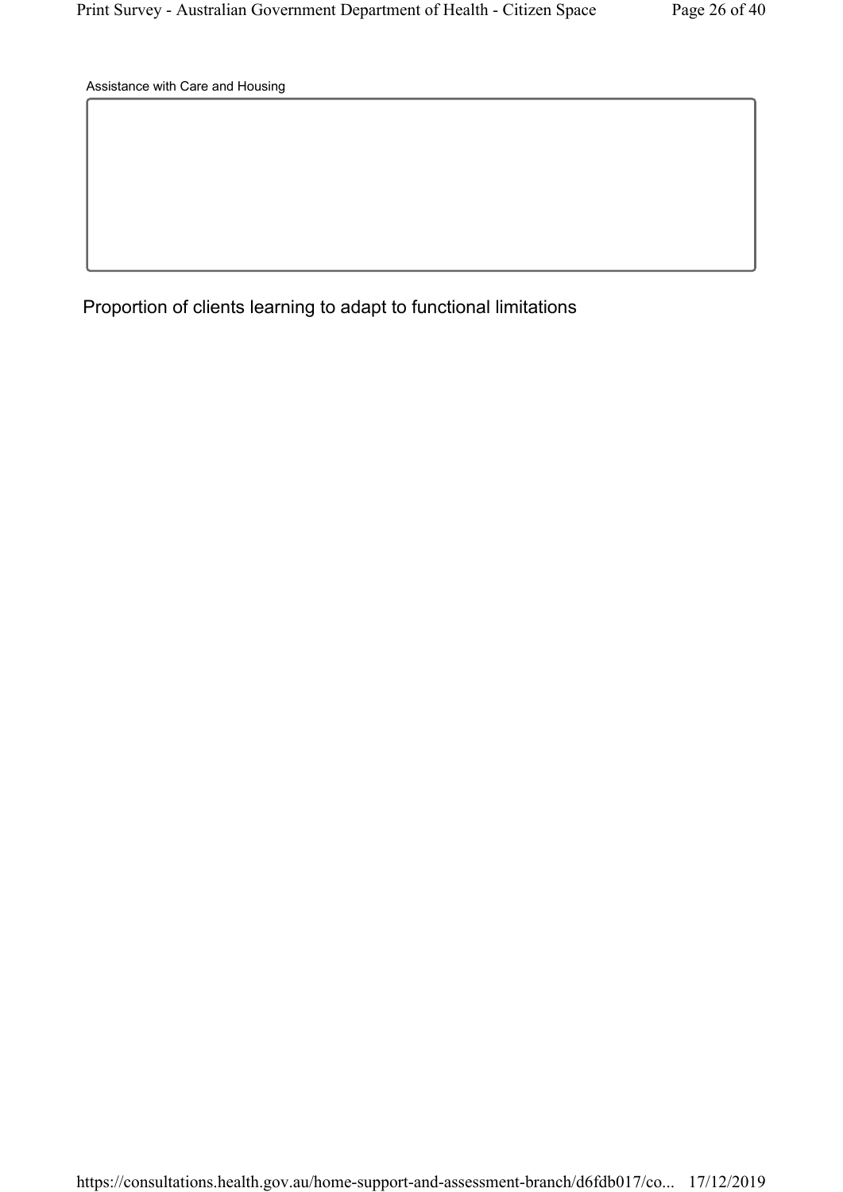Assistance with Care and Housing

Proportion of clients learning to adapt to functional limitations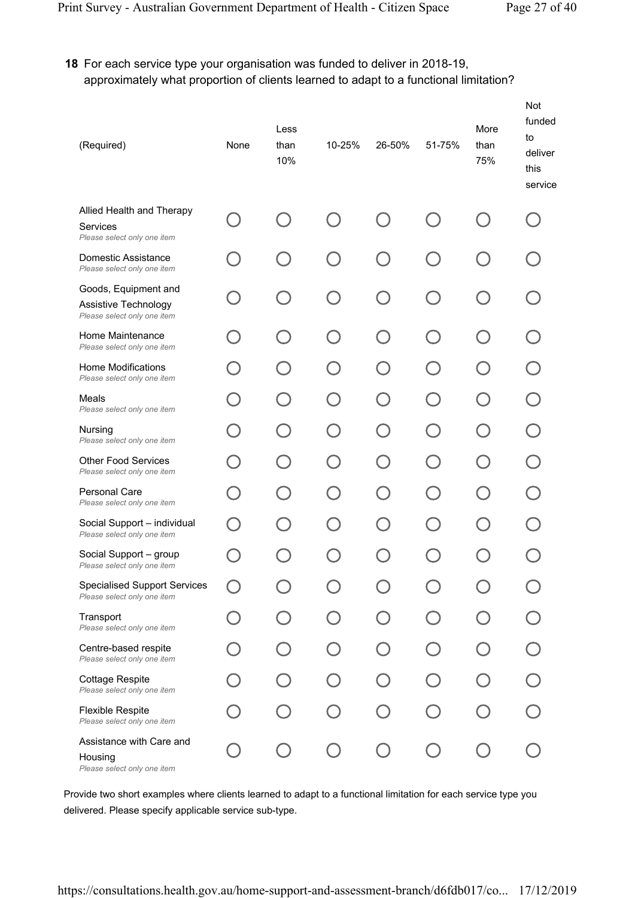**18** For each service type your organisation was funded to deliver in 2018-19, approximately what proportion of clients learned to adapt to a functional limitation?

| (Required) | None | Less than 10% | 10-25% | 26-50% | 51-75% | More than 75% | Not funded to deliver this service |
|---|---|---|---|---|---|---|---|
| Allied Health and Therapy Services *Please select only one item* | ○ | ○ | ○ | ○ | ○ | ○ | ○ |
| Domestic Assistance *Please select only one item* | ○ | ○ | ○ | ○ | ○ | ○ | ○ |
| Goods, Equipment and Assistive Technology *Please select only one item* | ○ | ○ | ○ | ○ | ○ | ○ | ○ |
| Home Maintenance *Please select only one item* | ○ | ○ | ○ | ○ | ○ | ○ | ○ |
| Home Modifications *Please select only one item* | ○ | ○ | ○ | ○ | ○ | ○ | ○ |
| Meals *Please select only one item* | ○ | ○ | ○ | ○ | ○ | ○ | ○ |
| Nursing *Please select only one item* | ○ | ○ | ○ | ○ | ○ | ○ | ○ |
| Other Food Services *Please select only one item* | ○ | ○ | ○ | ○ | ○ | ○ | ○ |
| Personal Care *Please select only one item* | ○ | ○ | ○ | ○ | ○ | ○ | ○ |
| Social Support – individual *Please select only one item* | ○ | ○ | ○ | ○ | ○ | ○ | ○ |
| Social Support – group *Please select only one item* | ○ | ○ | ○ | ○ | ○ | ○ | ○ |
| Specialised Support Services *Please select only one item* | ○ | ○ | ○ | ○ | ○ | ○ | ○ |
| Transport *Please select only one item* | ○ | ○ | ○ | ○ | ○ | ○ | ○ |
| Centre-based respite *Please select only one item* | ○ | ○ | ○ | ○ | ○ | ○ | ○ |
| Cottage Respite *Please select only one item* | ○ | ○ | ○ | ○ | ○ | ○ | ○ |
| Flexible Respite *Please select only one item* | ○ | ○ | ○ | ○ | ○ | ○ | ○ |
| Assistance with Care and Housing *Please select only one item* | ○ | ○ | ○ | ○ | ○ | ○ | ○ |

Provide two short examples where clients learned to adapt to a functional limitation for each service type you delivered. Please specify applicable service sub-type.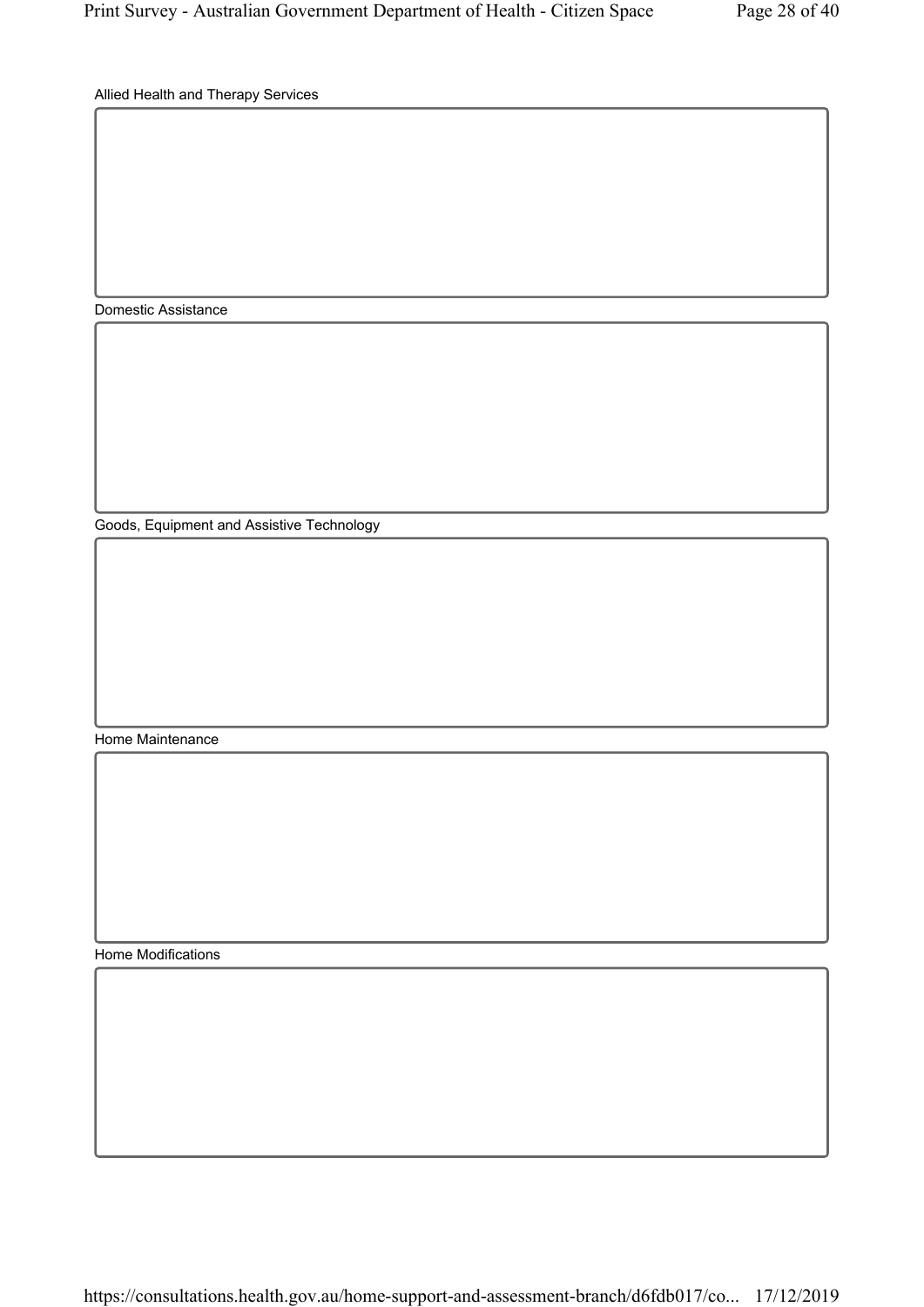Allied Health and Therapy Services

Domestic Assistance

Goods, Equipment and Assistive Technology

Home Maintenance

Home Modifications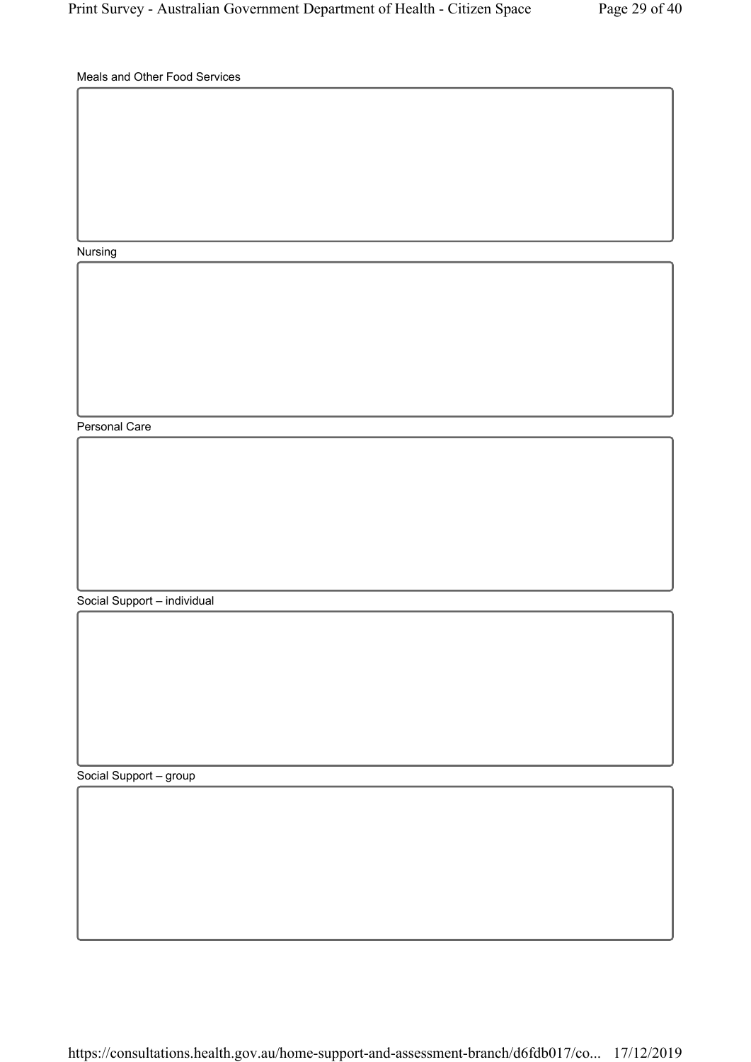Meals and Other Food Services

Nursing

Personal Care

Social Support – individual

Social Support – group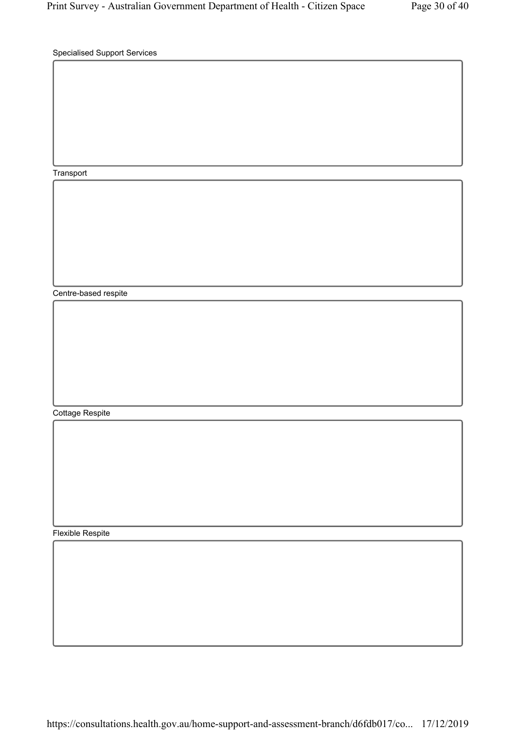Specialised Support Services

Transport

Centre-based respite

Cottage Respite

Flexible Respite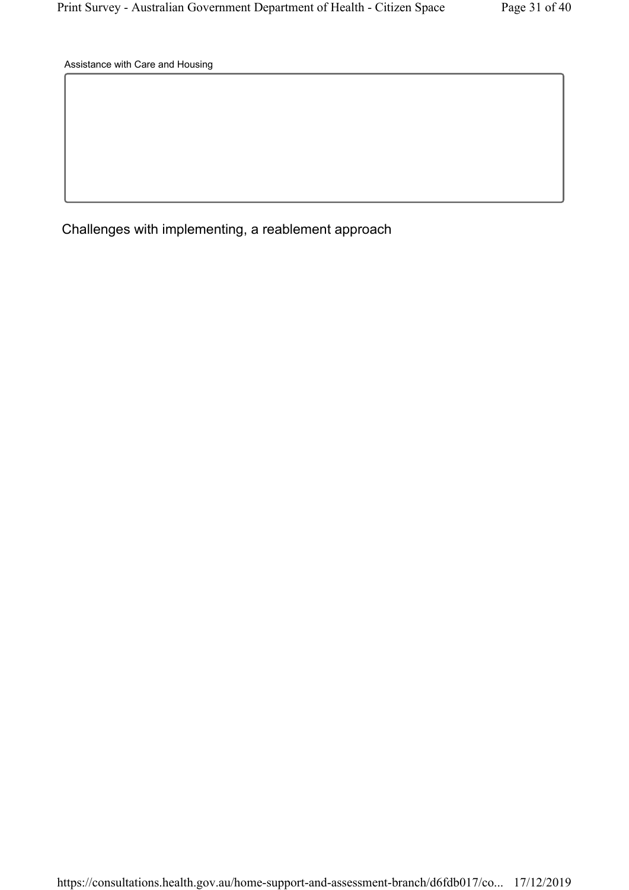Assistance with Care and Housing

## Challenges with implementing, a reablement approach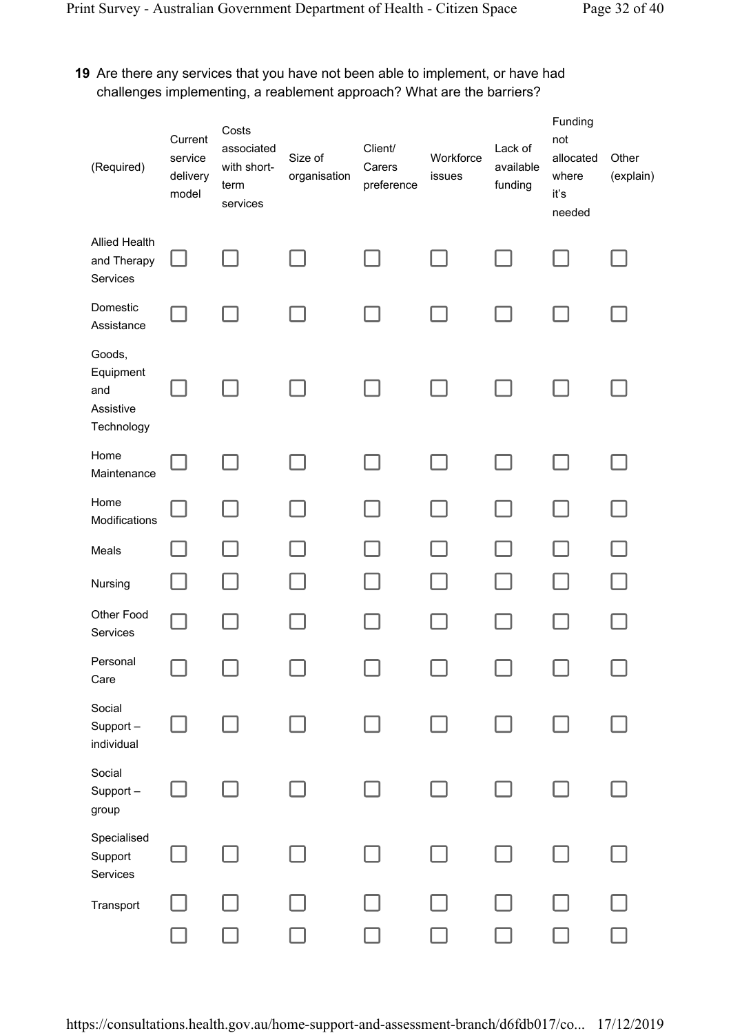**19** Are there any services that you have not been able to implement, or have had challenges implementing, a reablement approach? What are the barriers?

| (Required) | Current service delivery model | Costs associated with short-term services | Size of organisation | Client/ Carers preference | Workforce issues | Lack of available funding | Funding not allocated where it's needed | Other (explain) |
|---|---|---|---|---|---|---|---|---|
| Allied Health and Therapy Services | ☐ | ☐ | ☐ | ☐ | ☐ | ☐ | ☐ | ☐ |
| Domestic Assistance | ☐ | ☐ | ☐ | ☐ | ☐ | ☐ | ☐ | ☐ |
| Goods, Equipment and Assistive Technology | ☐ | ☐ | ☐ | ☐ | ☐ | ☐ | ☐ | ☐ |
| Home Maintenance | ☐ | ☐ | ☐ | ☐ | ☐ | ☐ | ☐ | ☐ |
| Home Modifications | ☐ | ☐ | ☐ | ☐ | ☐ | ☐ | ☐ | ☐ |
| Meals | ☐ | ☐ | ☐ | ☐ | ☐ | ☐ | ☐ | ☐ |
| Nursing | ☐ | ☐ | ☐ | ☐ | ☐ | ☐ | ☐ | ☐ |
| Other Food Services | ☐ | ☐ | ☐ | ☐ | ☐ | ☐ | ☐ | ☐ |
| Personal Care | ☐ | ☐ | ☐ | ☐ | ☐ | ☐ | ☐ | ☐ |
| Social Support – individual | ☐ | ☐ | ☐ | ☐ | ☐ | ☐ | ☐ | ☐ |
| Social Support – group | ☐ | ☐ | ☐ | ☐ | ☐ | ☐ | ☐ | ☐ |
| Specialised Support Services | ☐ | ☐ | ☐ | ☐ | ☐ | ☐ | ☐ | ☐ |
| Transport | ☐ | ☐ | ☐ | ☐ | ☐ | ☐ | ☐ | ☐ |
| | ☐ | ☐ | ☐ | ☐ | ☐ | ☐ | ☐ | ☐ |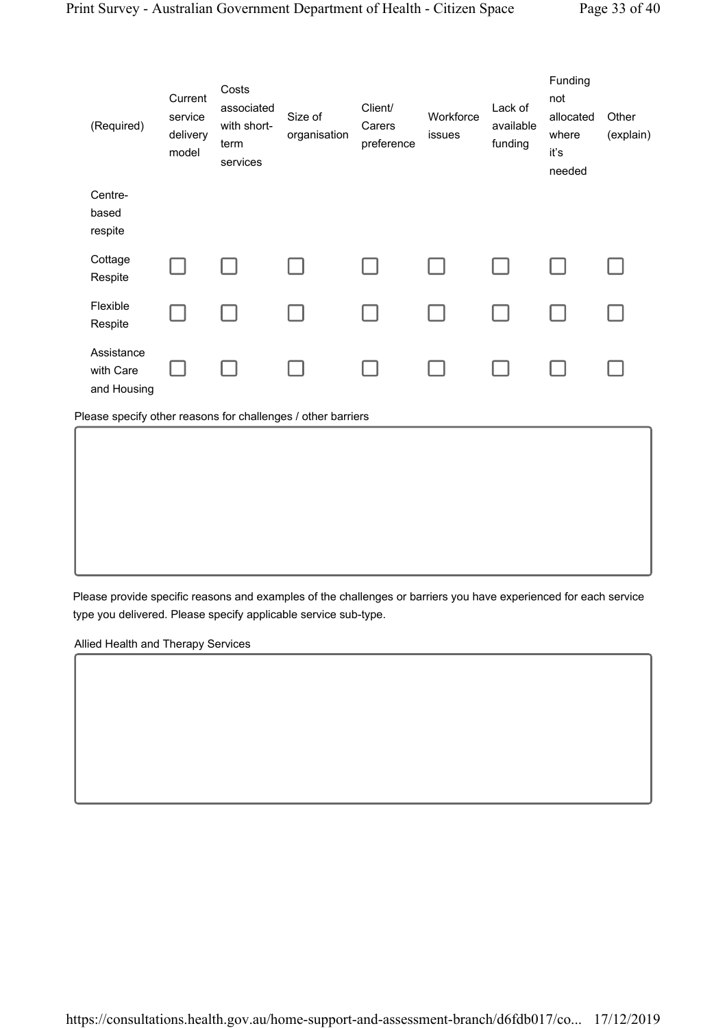| (Required) | Current service delivery model | Costs associated with short-term services | Size of organisation | Client/ Carers preference | Workforce issues | Lack of available funding | Funding not allocated where it's needed | Other (explain) |
|---|---|---|---|---|---|---|---|---|
| Centre-based respite | | | | | | | | |
| Cottage Respite | ☐ | ☐ | ☐ | ☐ | ☐ | ☐ | ☐ | ☐ |
| Flexible Respite | ☐ | ☐ | ☐ | ☐ | ☐ | ☐ | ☐ | ☐ |
| Assistance with Care and Housing | ☐ | ☐ | ☐ | ☐ | ☐ | ☐ | ☐ | ☐ |

Please specify other reasons for challenges / other barriers

Please provide specific reasons and examples of the challenges or barriers you have experienced for each service type you delivered. Please specify applicable service sub-type.

Allied Health and Therapy Services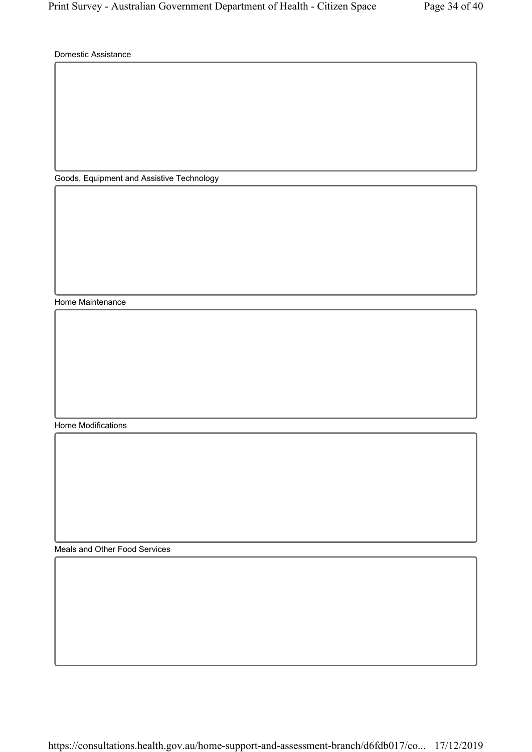Domestic Assistance

Goods, Equipment and Assistive Technology

Home Maintenance

Home Modifications

Meals and Other Food Services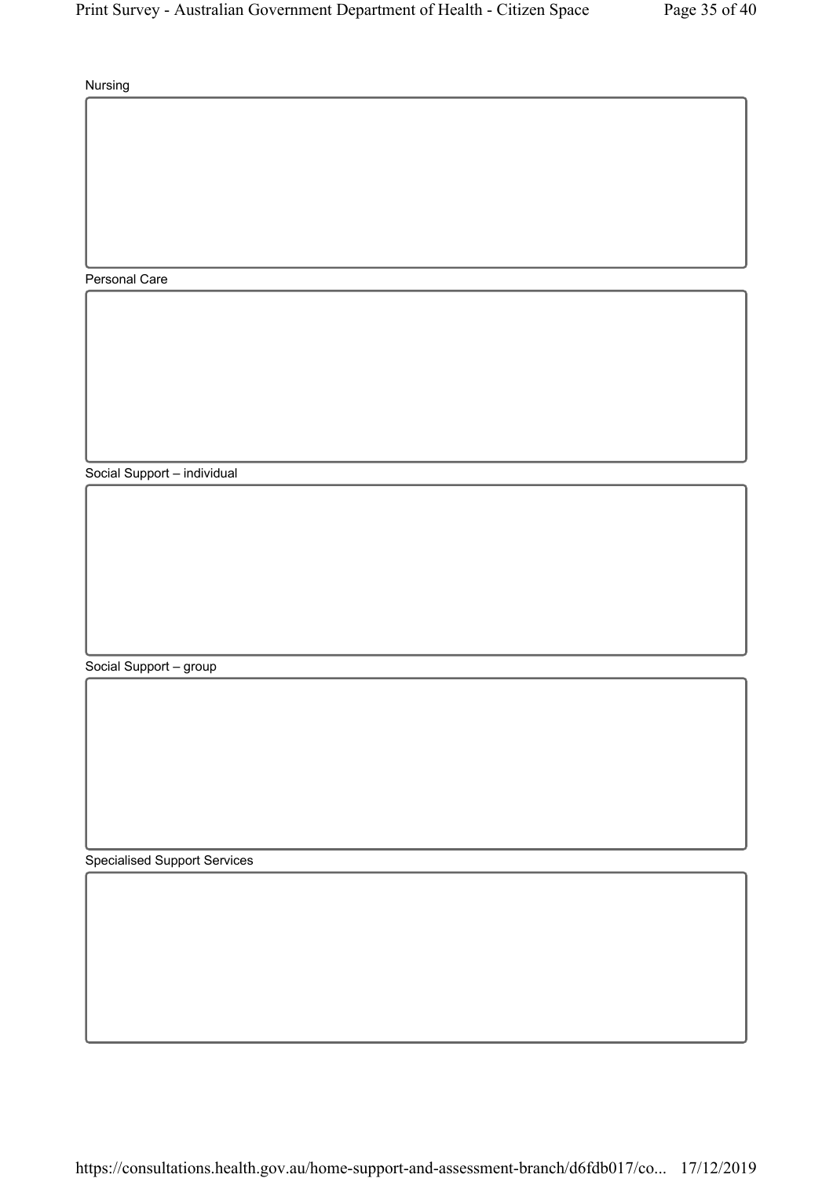Nursing

Personal Care

Social Support – individual

Social Support – group

Specialised Support Services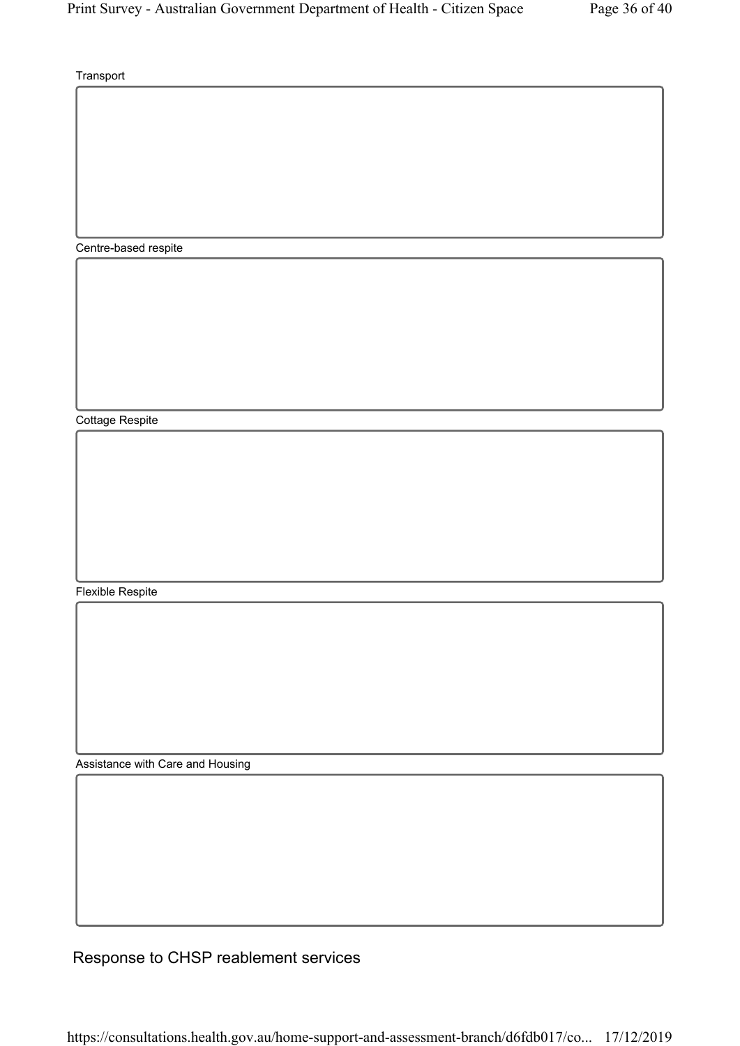Transport

Centre-based respite

Cottage Respite

Flexible Respite

Assistance with Care and Housing

## Response to CHSP reablement services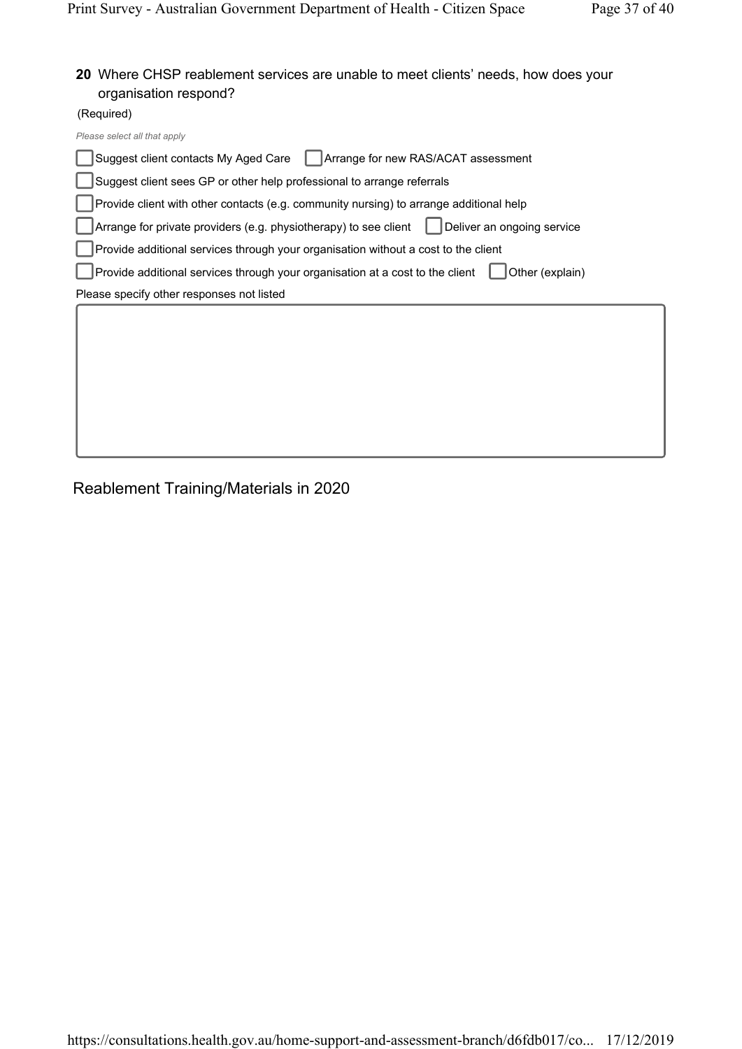**20** Where CHSP reablement services are unable to meet clients' needs, how does your organisation respond?

(Required)

*Please select all that apply*

- [ ] Suggest client contacts My Aged Care
- [ ] Arrange for new RAS/ACAT assessment
- [ ] Suggest client sees GP or other help professional to arrange referrals
- [ ] Provide client with other contacts (e.g. community nursing) to arrange additional help
- [ ] Arrange for private providers (e.g. physiotherapy) to see client
- [ ] Deliver an ongoing service
- [ ] Provide additional services through your organisation without a cost to the client
- [ ] Provide additional services through your organisation at a cost to the client
- [ ] Other (explain)

Please specify other responses not listed

## Reablement Training/Materials in 2020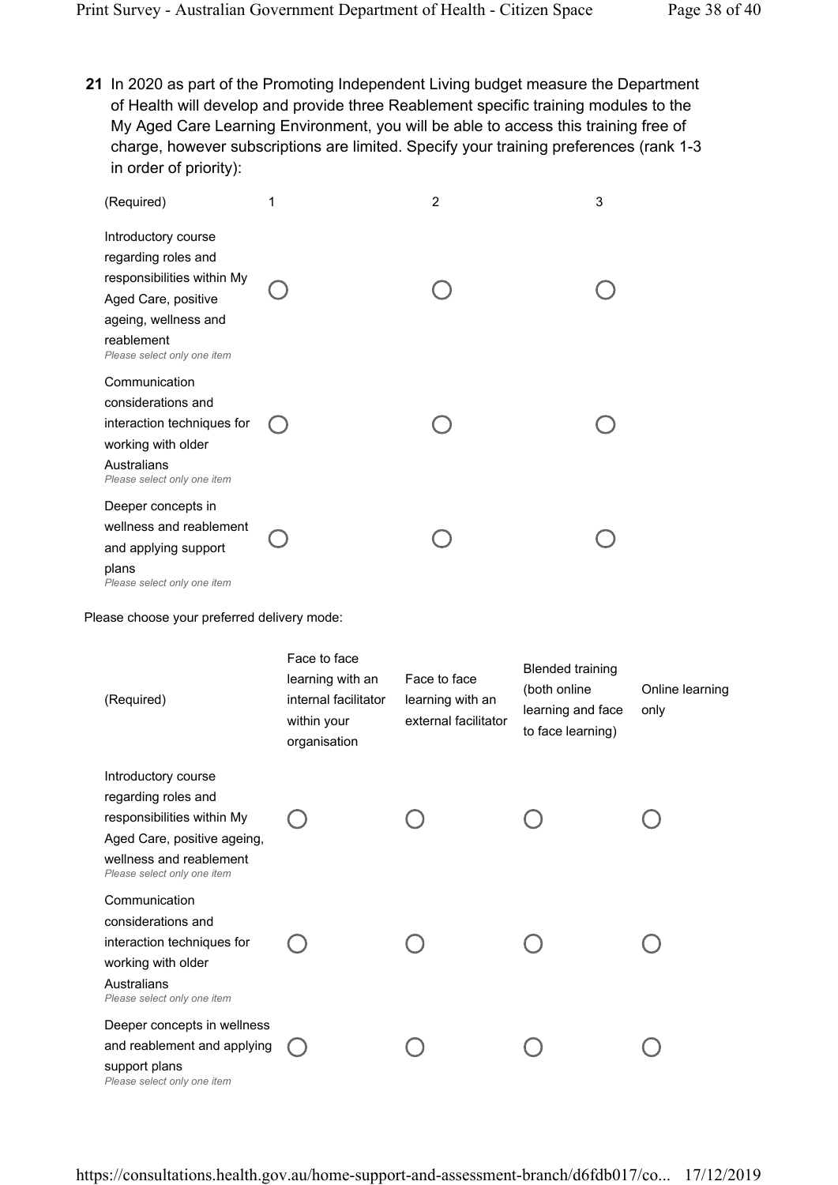**21** In 2020 as part of the Promoting Independent Living budget measure the Department of Health will develop and provide three Reablement specific training modules to the My Aged Care Learning Environment, you will be able to access this training free of charge, however subscriptions are limited. Specify your training preferences (rank 1-3 in order of priority):

| (Required) | 1 | 2 | 3 |
|---|---|---|---|
| Introductory course regarding roles and responsibilities within My Aged Care, positive ageing, wellness and reablement *Please select only one item* | ○ | ○ | ○ |
| Communication considerations and interaction techniques for working with older Australians *Please select only one item* | ○ | ○ | ○ |
| Deeper concepts in wellness and reablement and applying support plans *Please select only one item* | ○ | ○ | ○ |

Please choose your preferred delivery mode:

| (Required) | Face to face learning with an internal facilitator within your organisation | Face to face learning with an external facilitator | Blended training (both online learning and face to face learning) | Online learning only |
|---|---|---|---|---|
| Introductory course regarding roles and responsibilities within My Aged Care, positive ageing, wellness and reablement *Please select only one item* | ○ | ○ | ○ | ○ |
| Communication considerations and interaction techniques for working with older Australians *Please select only one item* | ○ | ○ | ○ | ○ |
| Deeper concepts in wellness and reablement and applying support plans *Please select only one item* | ○ | ○ | ○ | ○ |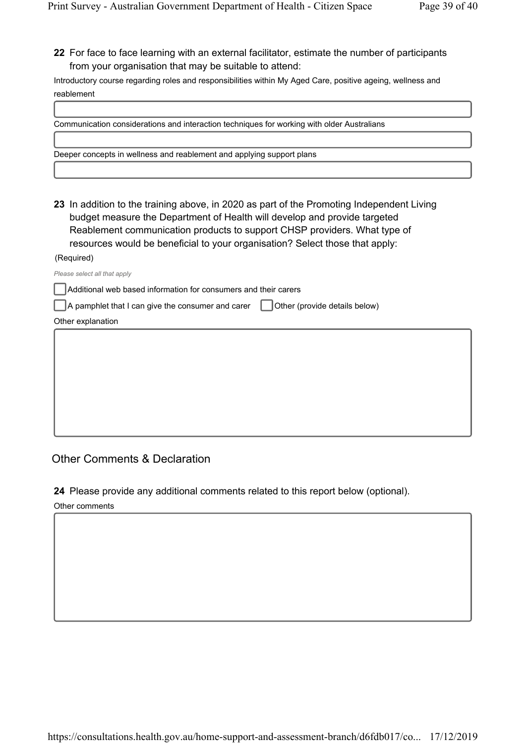**22** For face to face learning with an external facilitator, estimate the number of participants from your organisation that may be suitable to attend:

Introductory course regarding roles and responsibilities within My Aged Care, positive ageing, wellness and reablement

Communication considerations and interaction techniques for working with older Australians

Deeper concepts in wellness and reablement and applying support plans

**23** In addition to the training above, in 2020 as part of the Promoting Independent Living budget measure the Department of Health will develop and provide targeted Reablement communication products to support CHSP providers. What type of resources would be beneficial to your organisation? Select those that apply:

(Required)

*Please select all that apply*

- [ ] Additional web based information for consumers and their carers
- [ ] A pamphlet that I can give the consumer and carer
- [ ] Other (provide details below)

Other explanation

## Other Comments & Declaration

**24** Please provide any additional comments related to this report below (optional).

Other comments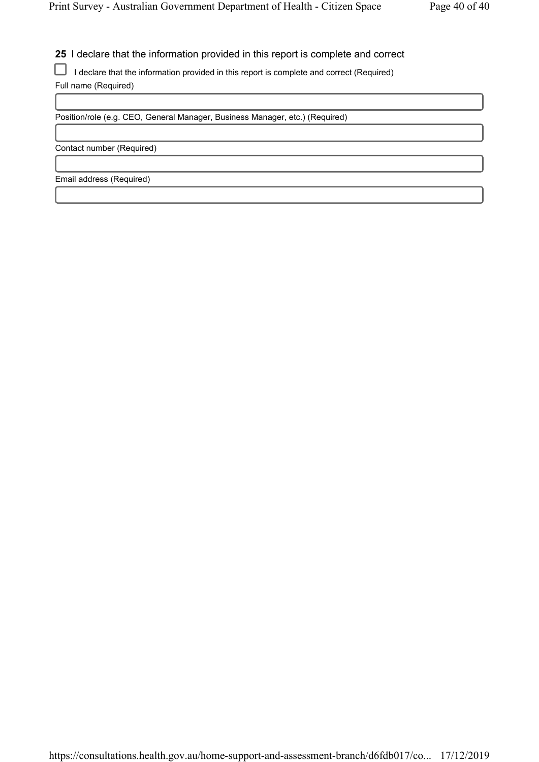**25** I declare that the information provided in this report is complete and correct

☐ I declare that the information provided in this report is complete and correct (Required)

Full name (Required)

Position/role (e.g. CEO, General Manager, Business Manager, etc.) (Required)

Contact number (Required)

Email address (Required)